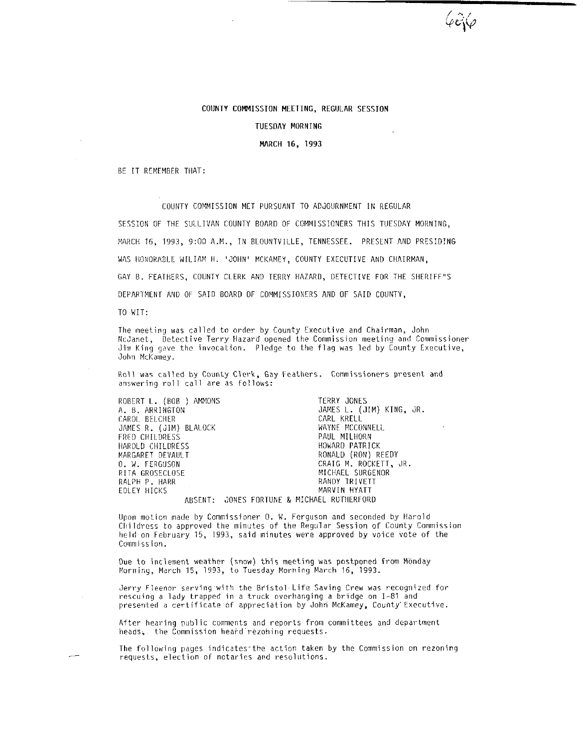# COUNTY COMMISSION MEETING, REGULAR SESSION

## TUESDAY MORNING

## MARCH 16, 1993

BE IT REMEMBER THAT:

COUNTY COMMISSION MET PURSUANT TO ADJOURNMENT IN REGULAR SESSION OF THE SULLIVAN COUNTY BOARD OF COMMISSIONERS THIS TUESDAY MORNING, MARCH 16, 1993, 9:00 A.M., IN BLOUNTVILLE, TENNESSEE. PRESENT AND PRESIDING WAS HONORABLE WILIAM H. 'JOHN' MCKAMEY, COUNTY EXECUTIVE AND CHAIRMAN, GAY B. FEATHERS, COUNTY CLERK AND TERRY HAZARD, DETECTIVE FOR THE SHERIFF"S DEPARTMENT AND OF SAID BOARD OF COMMISSIONERS AND OF SAID COUNTY,

TO WIT:

The meeting was called to order by County Executive and Chairman, John McJamet, Detective Terry Hazard opened the Commission meeting and Commissioner Jim King gave the invocation. Pledge to the flag was led by County Executive, John McKamey.

Roll was called by County Clerk, Gay Feathers. Commissioners present and answering roll call are as follows:

ROBERT L. (BOB ) AMMONS
A. B. ARRINGTON
CAROL BELCHER
JAMES R. (JIM) BLALOCK
FRED CHILDRESS
HAROLD CHILDRESS
MARGARET DEVAULT
O. W. FERGUSON
RITA GROSECLOSE
RALPH P. HARR
EDLEY HICKS
TERRY JONES
JAMES L. (JIM) KING, JR.
CARL KRELL
WAYNE MCCONNELL
PAUL MILHORN
HOWARD PATRICK
RONALD (RON) REEDY
CRAIG M. ROCKETT, JR.
MICHAEL SURGENOR
RANDY TRIVETT
MARVIN HYATT

ABSENT: JONES FORTUNE & MICHAEL RUTHERFORD

Upon motion made by Commissioner O. W. Ferguson and seconded by Harold Childress to approved the minutes of the Regular Session of County Commission held on February 15, 1993, said minutes were approved by voice vote of the Commission.

Due to inclement weather (snow) this meeting was postponed from Monday Morning, March 15, 1993, to Tuesday Morning March 16, 1993.

Jerry Fleenor serving with the Bristol Life Saving Crew was recognized for rescuing a lady trapped in a truck overhanging a bridge on I-81 and presented a certificate of appreciation by John McKamey, County Executive.

After hearing public comments and reports from committees and department heads, the Commission heard rezoning requests.

The following pages indicates the action taken by the Commission on rezoning requests, election of notaries and resolutions.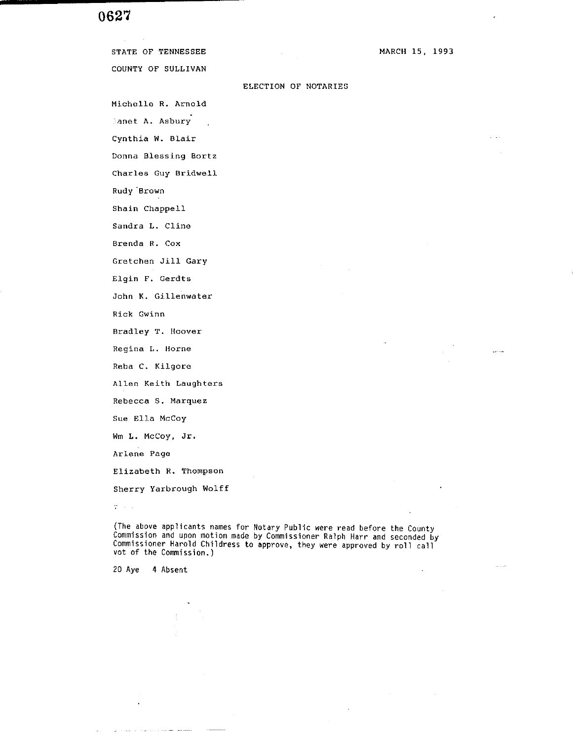STATE OF TENNESSEE

COUNTY OF SULLIVAN

MARCH 15, 1993

ELECTION OF NOTARIES

Michelle R. Arnold

Janet A. Asbury

Cynthia W. Blair

Donna Blessing Bortz

Charles Guy Bridwell

Rudy Brown

Shain Chappell

Sandra L. Cline

Brenda R. Cox

Gretchen Jill Gary

Elgin F. Gerdts

John K. Gillenwater

Rick Gwinn

Bradley T. Hoover

Regina L. Horne

Reba C. Kilgore

Allen Keith Laughters

Rebecca S. Marquez

Sue Ella McCoy

Wm L. McCoy, Jr.

Arlene Page

Elizabeth R. Thompson

Sherry Yarbrough Wolff

(The above applicants names for Notary Public were read before the County Commission and upon motion made by Commissioner Ralph Harr and seconded by Commissioner Harold Childress to approve, they were approved by roll call vot of the Commission.)

20 Aye 4 Absent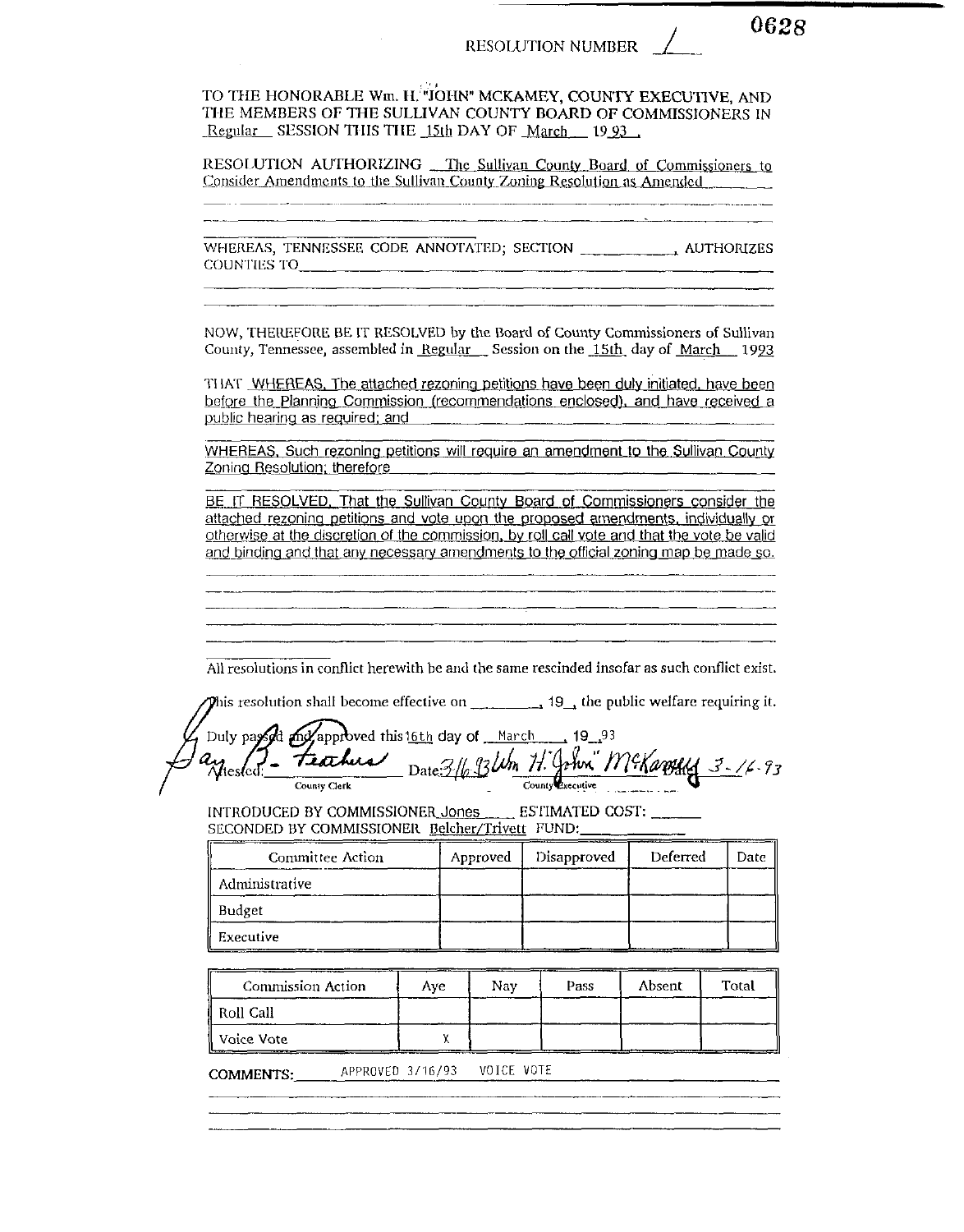RESOLUTION NUMBER 1

0628

TO THE HONORABLE Wm. H. "JOHN" MCKAMEY, COUNTY EXECUTIVE, AND THE MEMBERS OF THE SULLIVAN COUNTY BOARD OF COMMISSIONERS IN Regular SESSION THIS THE 15th DAY OF March 19 93 .

RESOLUTION AUTHORIZING The Sullivan County Board of Commissioners to Consider Amendments to the Sullivan County Zoning Resolution as Amended

WHEREAS, TENNESSEE CODE ANNOTATED; SECTION __________, AUTHORIZES COUNTIES TO __________

NOW, THEREFORE BE IT RESOLVED by the Board of County Commissioners of Sullivan County, Tennessee, assembled in Regular Session on the 15th day of March 1993

THAT WHEREAS, The attached rezoning petitions have been duly initiated, have been before the Planning Commission (recommendations enclosed), and have received a public hearing as required; and

WHEREAS, Such rezoning petitions will require an amendment to the Sullivan County Zoning Resolution; therefore

BE IT RESOLVED, That the Sullivan County Board of Commissioners consider the attached rezoning petitions and vote upon the proposed amendments, individually or otherwise at the discretion of the commission, by roll call vote and that the vote be valid and binding and that any necessary amendments to the official zoning map be made so.

All resolutions in conflict herewith be and the same rescinded insofar as such conflict exist.

This resolution shall become effective on ________, 19__, the public welfare requiring it.

Duly passed and approved this 16th day of March , 19 93

Attested: Gary B. Feathers Date: 3/16/93 — County Clerk

Wm. H. "John" McKamey Date: 3-16-93 — County Executive

INTRODUCED BY COMMISSIONER Jones ESTIMATED COST: ______
SECONDED BY COMMISSIONER Belcher/Trivett FUND: ______

| Committee Action | Approved | Disapproved | Deferred | Date |
|---|---|---|---|---|
| Administrative | | | | |
| Budget | | | | |
| Executive | | | | |

| Commission Action | Aye | Nay | Pass | Absent | Total |
|---|---|---|---|---|---|
| Roll Call | | | | | |
| Voice Vote | X | | | | |

COMMENTS: APPROVED 3/16/93 VOICE VOTE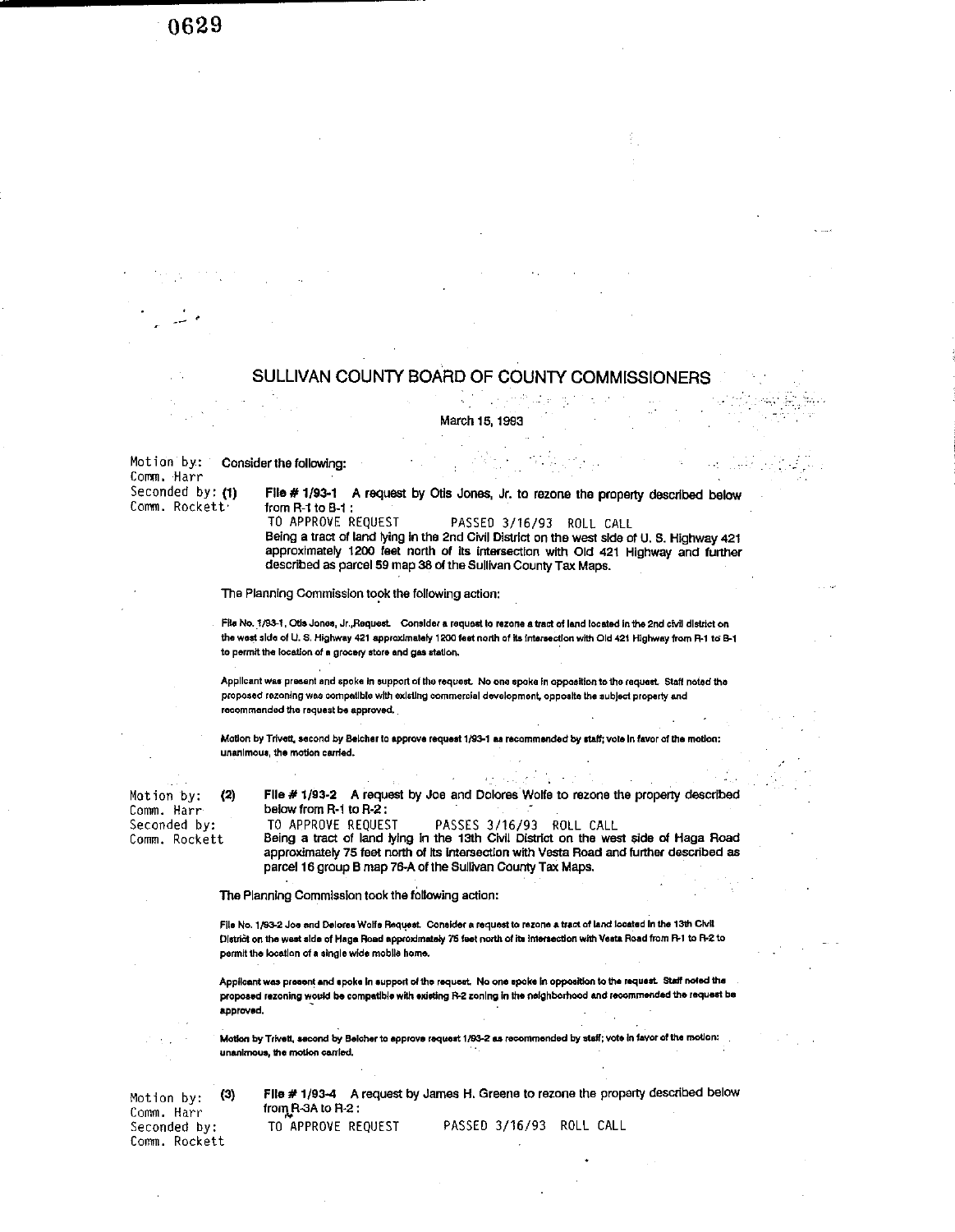# SULLIVAN COUNTY BOARD OF COUNTY COMMISSIONERS

March 15, 1993

Motion by: Comm. Harr
Seconded by: Comm. Rockett

Consider the following:

(1) **File # 1/93-1** A request by Otis Jones, Jr. to rezone the property described below from R-1 to B-1 :

TO APPROVE REQUEST PASSED 3/16/93 ROLL CALL

Being a tract of land lying in the 2nd Civil District on the west side of U. S. Highway 421 approximately 1200 feet north of its intersection with Old 421 Highway and further described as parcel 59 map 38 of the Sullivan County Tax Maps.

The Planning Commission took the following action:

File No. 1/93-1, Otis Jones, Jr.,Request. Consider a request to rezone a tract of land located in the 2nd civil district on the west side of U. S. Highway 421 approximately 1200 feet north of its intersection with Old 421 Highway from R-1 to B-1 to permit the location of a grocery store and gas station.

Applicant was present and spoke in support of the request. No one spoke in opposition to the request. Staff noted the proposed rezoning was compatible with existing commercial development, opposite the subject property and recommended the request be approved.

Motion by Trivett, second by Belcher to approve request 1/93-1 as recommended by staff; vote in favor of the motion: unanimous, the motion carried.

Motion by: Comm. Harr
Seconded by: Comm. Rockett

(2) **File # 1/93-2** A request by Joe and Dolores Wolfe to rezone the property described below from R-1 to R-2 :

TO APPROVE REQUEST PASSES 3/16/93 ROLL CALL

Being a tract of land lying in the 13th Civil District on the west side of Haga Road approximately 75 feet north of its intersection with Vesta Road and further described as parcel 16 group B map 76-A of the Sullivan County Tax Maps.

The Planning Commission took the following action:

File No. 1/93-2 Joe and Delores Wolfe Request. Consider a request to rezone a tract of land located in the 13th Civil District on the west side of Haga Road approximately 75 feet north of its intersection with Vesta Road from R-1 to R-2 to permit the location of a single wide mobile home.

Applicant was present and spoke in support of the request. No one spoke in opposition to the request. Staff noted the proposed rezoning would be compatible with existing R-2 zoning in the neighborhood and recommended the request be approved.

Motion by Trivett, second by Belcher to approve request 1/93-2 as recommended by staff; vote in favor of the motion: unanimous, the motion carried.

Motion by: Comm. Harr
Seconded by: Comm. Rockett

(3) **File # 1/93-4** A request by James H. Greene to rezone the property described below from R-3A to R-2 :

TO APPROVE REQUEST PASSED 3/16/93 ROLL CALL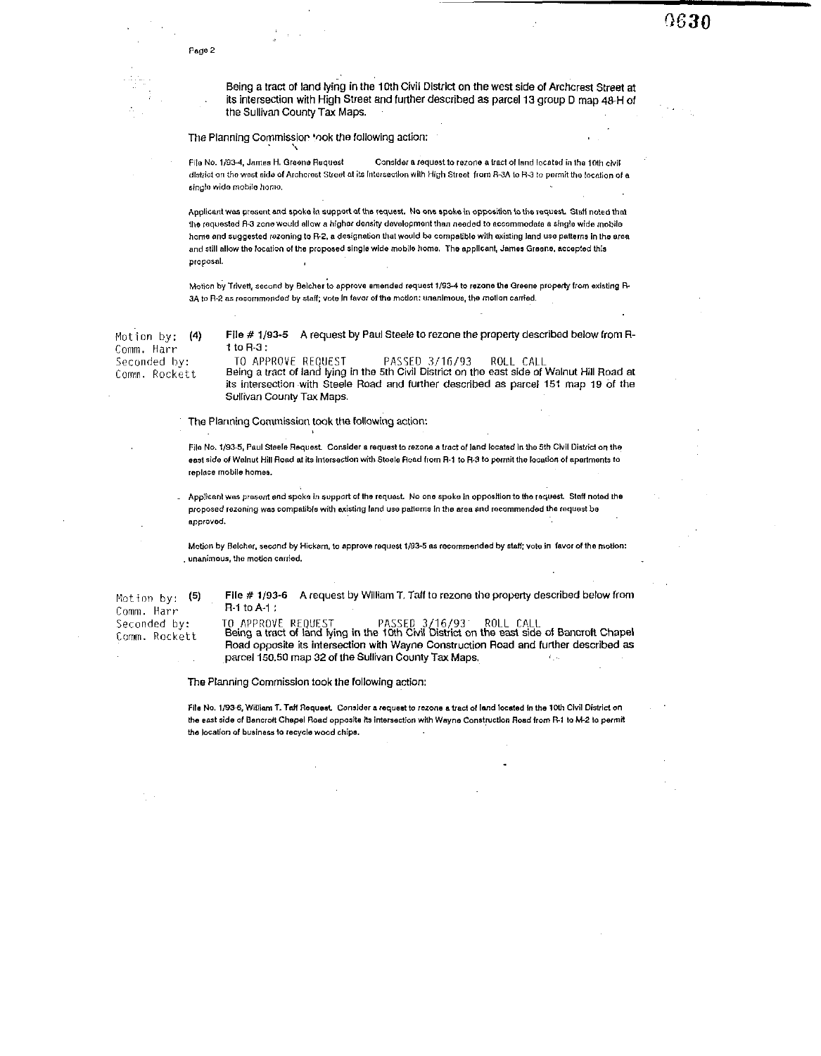Being a tract of land lying in the 10th Civil District on the west side of Archcrest Street at its intersection with High Street and further described as parcel 13 group D map 48-H of the Sullivan County Tax Maps.

The Planning Commission took the following action:

File No. 1/93-4, James H. Greene Request Consider a request to rezone a tract of land located in the 10th civil district on the west side of Archcrest Street at its intersection with High Street from R-3A to R-3 to permit the location of a single wide mobile home.

Applicant was present and spoke in support of the request. No one spoke in opposition to the request. Staff noted that the requested R-3 zone would allow a higher density development than needed to accommodate a single wide mobile home and suggested rezoning to R-2, a designation that would be compatible with existing land use patterns in the area and still allow the location of the proposed single wide mobile home. The applicant, James Greene, accepted this proposal.

Motion by Trivett, second by Belcher to approve amended request 1/93-4 to rezone the Greene property from existing R-3A to R-2 as recommended by staff; vote in favor of the motion: unanimous, the motion carried.

Motion by: Comm. Harr
Seconded by: Comm. Rockett

**(4)** **File # 1/93-5** A request by Paul Steele to rezone the property described below from R-1 to R-3 :

TO APPROVE REQUEST PASSED 3/16/93 ROLL CALL

Being a tract of land lying in the 5th Civil District on the east side of Walnut Hill Road at its intersection with Steele Road and further described as parcel 151 map 19 of the Sullivan County Tax Maps.

The Planning Commission took the following action:

File No. 1/93-5, Paul Steele Request. Consider a request to rezone a tract of land located in the 5th Civil District on the east side of Walnut Hill Road at its intersection with Steele Road from R-1 to R-3 to permit the location of apartments to replace mobile homes.

Applicant was present and spoke in support of the request. No one spoke in opposition to the request. Staff noted the proposed rezoning was compatible with existing land use patterns in the area and recommended the request be approved.

Motion by Belcher, second by Hickam, to approve request 1/93-5 as recommended by staff; vote in favor of the motion: unanimous, the motion carried.

Motion by: Comm. Harr
Seconded by: Comm. Rockett

**(5)** **File # 1/93-6** A request by William T. Taff to rezone the property described below from R-1 to A-1 :

TO APPROVE REQUEST PASSED 3/16/93 ROLL CALL

Being a tract of land lying in the 10th Civil District on the east side of Bancroft Chapel Road opposite its intersection with Wayne Construction Road and further described as parcel 150.50 map 32 of the Sullivan County Tax Maps.

The Planning Commission took the following action:

File No. 1/93-6, William T. Taff Request. Consider a request to rezone a tract of land located in the 10th Civil District on the east side of Bancroft Chapel Road opposite its intersection with Wayne Construction Road from R-1 to M-2 to permit the location of business to recycle wood chips.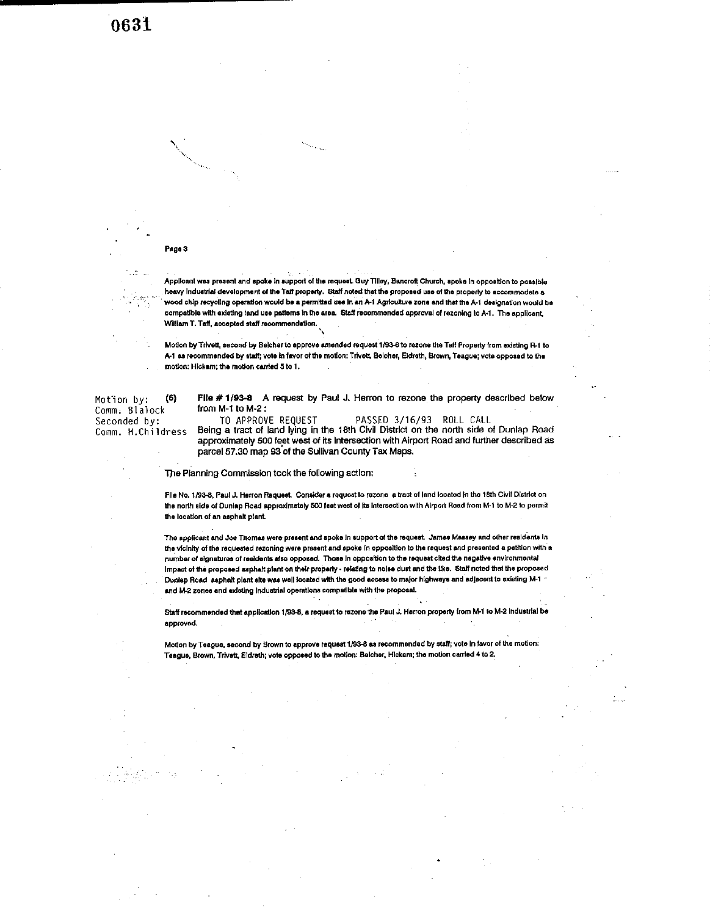0631

Page 3

Applicant was present and spoke in support of the request. Guy Tilley, Bancroft Church, spoke in opposition to possible heavy industrial development of the Taff property. Staff noted that the proposed use of the property to accommodate a wood chip recycling operation would be a permitted use in an A-1 Agriculture zone and that the A-1 designation would be compatible with existing land use patterns in the area. Staff recommended approval of rezoning to A-1. The applicant, William T. Taff, accepted staff recommendation.

Motion by Trivett, second by Belcher to approve amended request 1/93-6 to rezone the Taff Property from existing R-1 to A-1 as recommended by staff; vote in favor of the motion: Trivett, Belcher, Eldreth, Brown, Teague; vote opposed to the motion: Hickam; the motion carried 5 to 1.

Motion by: Comm. Blalock
Seconded by: Comm. H.Childress

**(6)** **File # 1/93-8** A request by Paul J. Herron to rezone the property described below from M-1 to M-2:

TO APPROVE REQUEST PASSED 3/16/93 ROLL CALL

Being a tract of land lying in the 18th Civil District on the north side of Dunlap Road approximately 500 feet west of its intersection with Airport Road and further described as parcel 57.30 map 93 of the Sullivan County Tax Maps.

The Planning Commission took the following action:

File No. 1/93-8, Paul J. Herron Request. Consider a request to rezone a tract of land located in the 18th Civil District on the north side of Dunlap Road approximately 500 feet west of its intersection with Airport Road from M-1 to M-2 to permit the location of an asphalt plant.

The applicant and Joe Thomas were present and spoke in support of the request. James Massey and other residents in the vicinity of the requested rezoning were present and spoke in opposition to the request and presented a petition with a number of signatures of residents also opposed. Those in opposition to the request cited the negative environmental impact of the proposed asphalt plant on their property - relating to noise dust and the like. Staff noted that the proposed Dunlap Road asphalt plant site was well located with the good access to major highways and adjacent to existing M-1 and M-2 zones and existing industrial operations compatible with the proposal.

Staff recommended that application 1/93-8, a request to rezone the Paul J. Herron property from M-1 to M-2 Industrial be approved.

Motion by Teague, second by Brown to approve request 1/93-8 as recommended by staff; vote in favor of the motion: Teague, Brown, Trivett, Eldreth; vote opposed to the motion: Belcher, Hickam; the motion carried 4 to 2.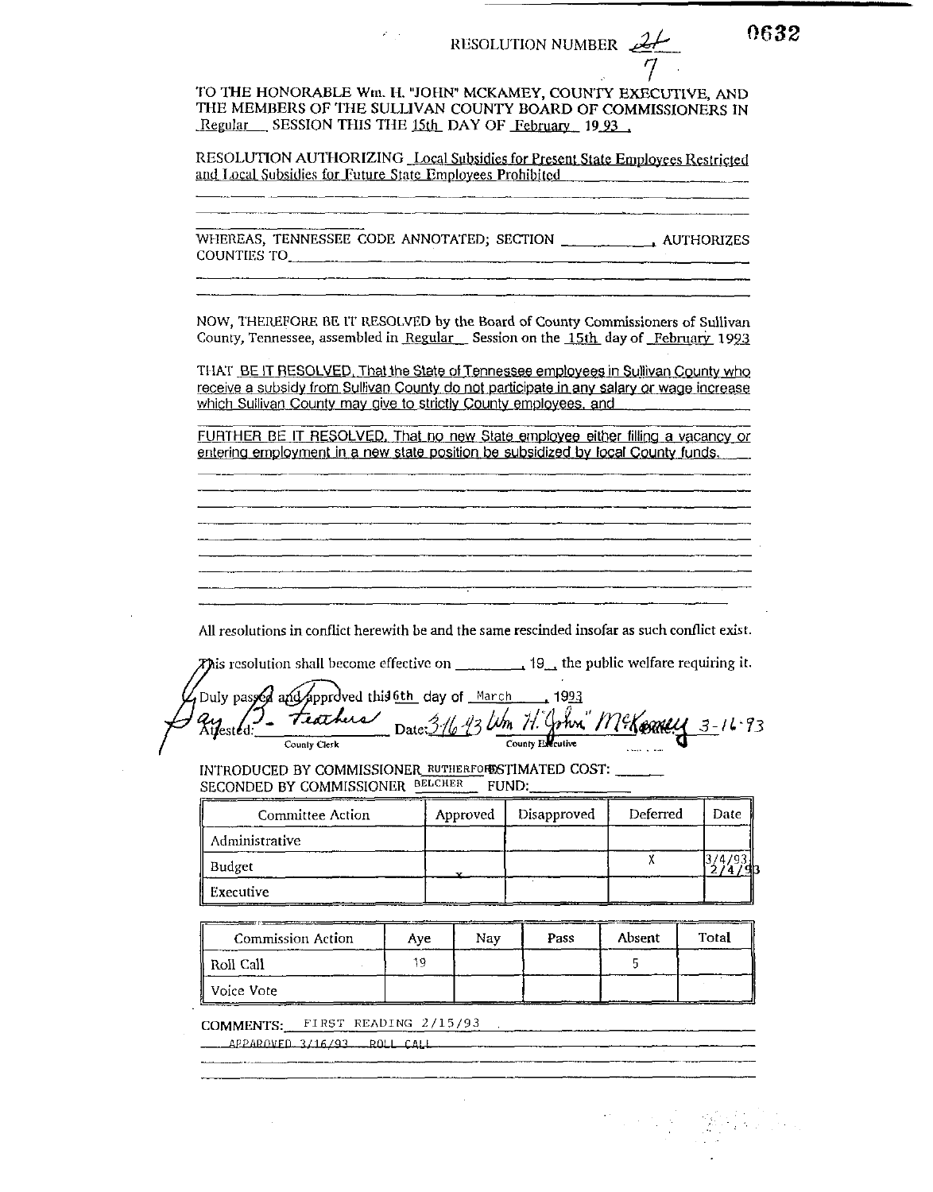RESOLUTION NUMBER 21/7

0632

TO THE HONORABLE Wm. H. "JOHN" MCKAMEY, COUNTY EXECUTIVE, AND THE MEMBERS OF THE SULLIVAN COUNTY BOARD OF COMMISSIONERS IN Regular SESSION THIS THE 15th DAY OF February 19 93 .

RESOLUTION AUTHORIZING Local Subsidies for Present State Employees Restricted and Local Subsidies for Future State Employees Prohibited

WHEREAS, TENNESSEE CODE ANNOTATED; SECTION \_\_\_\_\_\_\_\_\_\_, AUTHORIZES COUNTIES TO \_\_\_\_\_\_\_\_\_\_

NOW, THEREFORE BE IT RESOLVED by the Board of County Commissioners of Sullivan County, Tennessee, assembled in Regular Session on the 15th day of February 1993

THAT BE IT RESOLVED, That the State of Tennessee employees in Sullivan County who receive a subsidy from Sullivan County do not participate in any salary or wage increase which Sullivan County may give to strictly County employees, and

FURTHER BE IT RESOLVED, That no new State employee either filling a vacancy or entering employment in a new state position be subsidized by local County funds.

All resolutions in conflict herewith be and the same rescinded insofar as such conflict exist.

This resolution shall become effective on \_\_\_\_\_\_\_\_, 19\_\_, the public welfare requiring it.

Duly passed and approved this 6th day of March , 1993

Attested: Gay B. Feathers Date: 3/16/93 Wm H. "John" McKamey Date: 3-16-93
County Clerk County Executive

INTRODUCED BY COMMISSIONER RUTHERFORD ESTIMATED COST: \_\_\_\_\_\_
SECONDED BY COMMISSIONER BELCHER FUND: \_\_\_\_\_\_

| Committee Action | Approved | Disapproved | Deferred | Date |
|---|---|---|---|---|
| Administrative | | | | |
| Budget | x | | X | 3/4/93 2/4/93 |
| Executive | | | | |

| Commission Action | Aye | Nay | Pass | Absent | Total |
|---|---|---|---|---|---|
| Roll Call | 19 | | | 5 | |
| Voice Vote | | | | | |

COMMENTS: FIRST READING 2/15/93
APPAROVED 3/16/93 ROLL CALL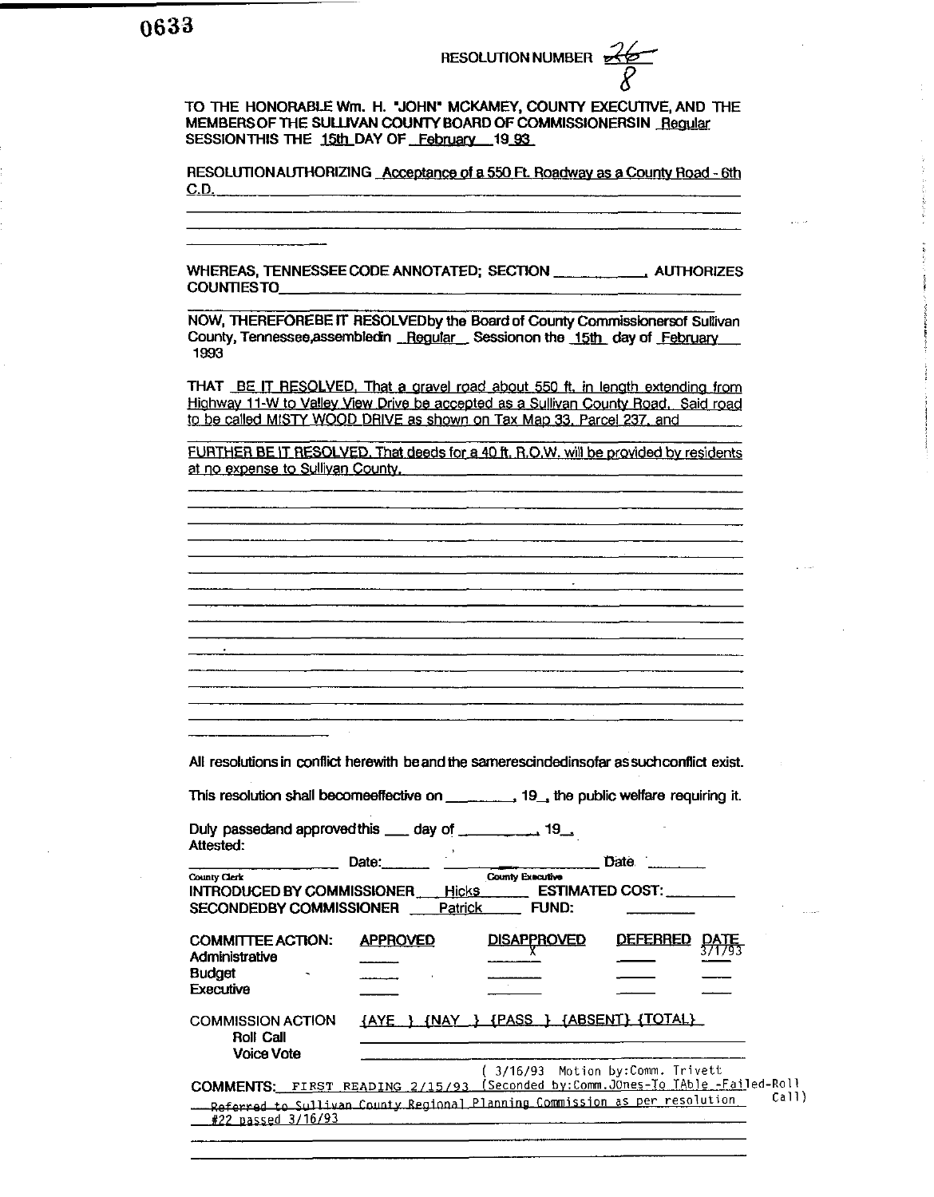0633

RESOLUTION NUMBER ~~26~~ 8

TO THE HONORABLE Wm. H. "JOHN" MCKAMEY, COUNTY EXECUTIVE, AND THE MEMBERS OF THE SULLIVAN COUNTY BOARD OF COMMISSIONERS IN Regular SESSION THIS THE 15th DAY OF February 19 93

RESOLUTION AUTHORIZING Acceptance of a 550 Ft. Roadway as a County Road - 6th C.D.

WHEREAS, TENNESSEE CODE ANNOTATED; SECTION ____________, AUTHORIZES COUNTIES TO ____________

NOW, THEREFORE BE IT RESOLVED by the Board of County Commissioners of Sullivan County, Tennessee, assembled in Regular Session on the 15th day of February 1993

THAT BE IT RESOLVED, That a gravel road about 550 ft. in length extending from Highway 11-W to Valley View Drive be accepted as a Sullivan County Road. Said road to be called MISTY WOOD DRIVE as shown on Tax Map 33, Parcel 237, and

FURTHER BE IT RESOLVED, That deeds for a 40 ft. R.O.W. will be provided by residents at no expense to Sullivan County.

All resolutions in conflict herewith be and the same rescinded insofar as such conflict exist.

This resolution shall become effective on ________, 19__, the public welfare requiring it.

Duly passed and approved this ___ day of __________, 19__.

Attested:

______________ Date: ______ ______________ Date ______

County Clerk — County Executive

INTRODUCED BY COMMISSIONER Hicks ESTIMATED COST: ________

SECONDED BY COMMISSIONER Patrick FUND: ________

| COMMITTEE ACTION: | APPROVED | DISAPPROVED | DEFERRED | DATE |
|---|---|---|---|---|
| Administrative | | X | | 3/1/93 |
| Budget | | | | |
| Executive | | | | |

COMMISSION ACTION {AYE } {NAY } {PASS } {ABSENT} {TOTAL}

Roll Call

Voice Vote

COMMENTS: FIRST READING 2/15/93 ( 3/16/93 Motion by:Comm. Trivett Seconded by:Comm.JOnes-To TAble -Failed-Roll Call)

Referred to Sullivan County Regional Planning Commission as per resolution #22 passed 3/16/93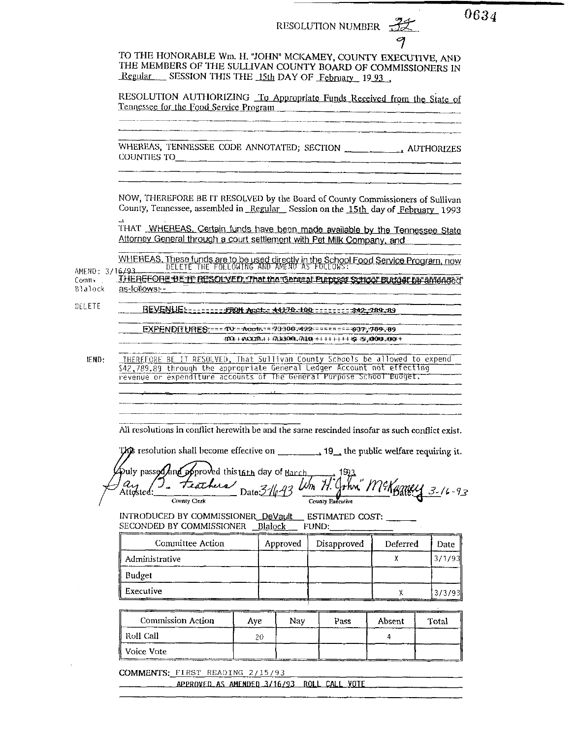RESOLUTION NUMBER ~~32~~ 9

TO THE HONORABLE Wm. H. "JOHN" MCKAMEY, COUNTY EXECUTIVE, AND THE MEMBERS OF THE SULLIVAN COUNTY BOARD OF COMMISSIONERS IN Regular SESSION THIS THE 15th DAY OF February 19 93 .

RESOLUTION AUTHORIZING To Appropriate Funds Received from the State of Tennessee for the Food Service Program

WHEREAS, TENNESSEE CODE ANNOTATED; SECTION ____________, AUTHORIZES COUNTIES TO____________________

NOW, THEREFORE BE IT RESOLVED by the Board of County Commissioners of Sullivan County, Tennessee, assembled in Regular Session on the 15th day of February 1993

THAT WHEREAS, Certain funds have been made available by the Tennessee State Attorney General through a court settlement with Pet Milk Company, and

WHEREAS, These funds are to be used directly in the School Food Service Program, now

AMEND: 3/16/93 Comm. Blalock — DELETE THE FOLLOWING AND AMEND AS FOLLOWS:

~~THEREFORE BE IT RESOLVED, That the General Purpose School Budget be amended as follows:~~

DELETE

~~REVENUE:--------FROM Acct. 44170-100---------$42,789.89~~

~~EXPENDITURES:---TO Acct. 73300.422---------$37,789.89~~

~~TO Acct. 73300.710 ----------$ 5,000.00~~

AMEND: THEREFORE BE IT RESOLVED, That Sullivan County Schools be allowed to expend $42,789.89 through the appropriate General Ledger Account not effecting revenue or expenditure accounts of the General Purpose School Budget.

All resolutions in conflict herewith be and the same rescinded insofar as such conflict exist.

This resolution shall become effective on ________, 19__, the public welfare requiring it.

Duly passed and approved this 16th day of March, 1993

Attested: Jay B. Feathers (County Clerk) Date: 3-16-93

Wm. H. "John" McKamey (County Executive) Date: 3-16-93

INTRODUCED BY COMMISSIONER DeVault ESTIMATED COST: ______

SECONDED BY COMMISSIONER Blalock FUND: ____________

| Committee Action | Approved | Disapproved | Deferred | Date |
|---|---|---|---|---|
| Administrative | | | X | 3/1/93 |
| Budget | | | | |
| Executive | | | X | 3/3/93 |

| Commission Action | Aye | Nay | Pass | Absent | Total |
|---|---|---|---|---|---|
| Roll Call | 20 | | | 4 | |
| Voice Vote | | | | | |

COMMENTS: FIRST READING 2/15/93

APPROVED AS AMENDED 3/16/93 ROLL CALL VOTE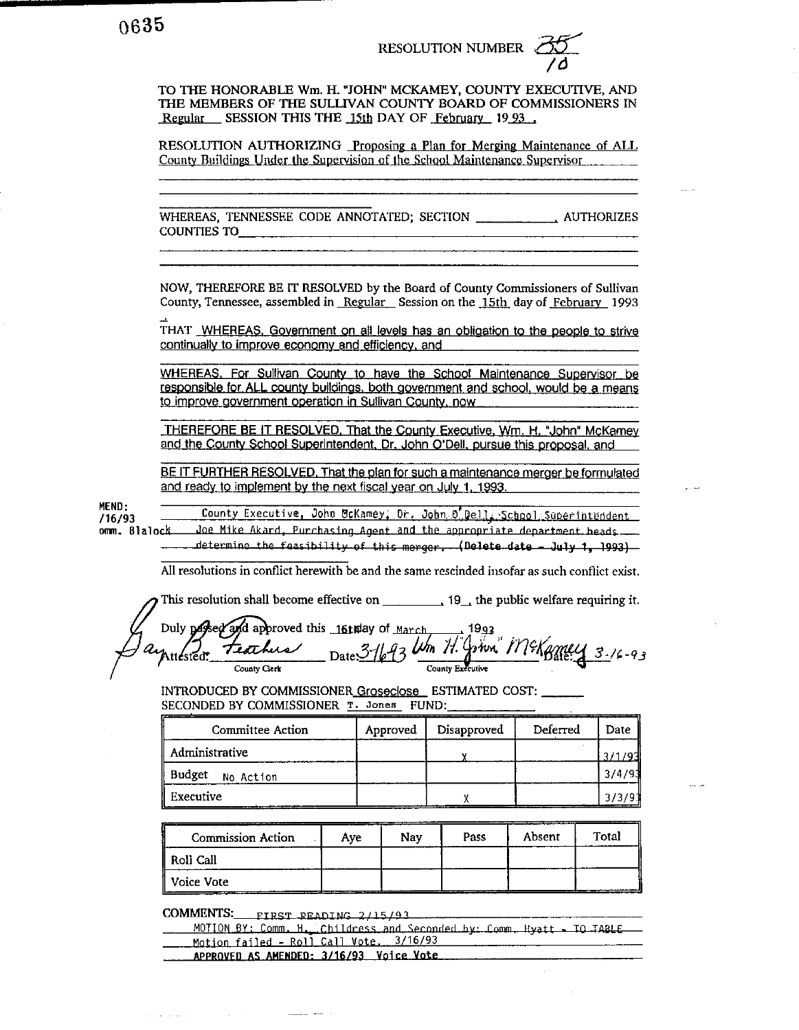0635

RESOLUTION NUMBER 35/10

TO THE HONORABLE Wm. H. "JOHN" MCKAMEY, COUNTY EXECUTIVE, AND THE MEMBERS OF THE SULLIVAN COUNTY BOARD OF COMMISSIONERS IN Regular SESSION THIS THE 15th DAY OF February 19 93.

RESOLUTION AUTHORIZING Proposing a Plan for Merging Maintenance of ALL County Buildings Under the Supervision of the School Maintenance Supervisor

WHEREAS, TENNESSEE CODE ANNOTATED; SECTION ____________, AUTHORIZES COUNTIES TO____________

NOW, THEREFORE BE IT RESOLVED by the Board of County Commissioners of Sullivan County, Tennessee, assembled in Regular Session on the 15th day of February 1993

THAT WHEREAS, Government on all levels has an obligation to the people to strive continually to improve economy and efficiency, and

WHEREAS, For Sullivan County to have the School Maintenance Supervisor be responsible for ALL county buildings, both government and school, would be a means to improve government operation in Sullivan County, now

THEREFORE BE IT RESOLVED, That the County Executive, Wm. H. "John" McKamey and the County School Superintendent, Dr. John O'Dell, pursue this proposal, and

BE IT FURTHER RESOLVED, That the plan for such a maintenance merger be formulated and ready to implement by the next fiscal year on July 1, 1993.

AMEND: 3/16/93 Comm. Blalock

County Executive, John McKamey, Dr. John O'Dell, School Superintendent Joe Mike Akard, Purchasing Agent and the appropriate department heads ~~determine the feasibility of this merger. (Delete date - July 1, 1993)~~

All resolutions in conflict herewith be and the same rescinded insofar as such conflict exist.

This resolution shall become effective on ________, 19__, the public welfare requiring it.

Duly passed and approved this 16th day of March, 1993

Attested: Gary Bo Feathers (County Clerk) Date: 3-16-93

Wm H. "John" McKamey (County Executive) Date: 3-16-93

INTRODUCED BY COMMISSIONER Groseclose ESTIMATED COST: ______
SECONDED BY COMMISSIONER T. Jones FUND: ______

| Committee Action | Approved | Disapproved | Deferred | Date |
|---|---|---|---|---|
| Administrative | | X | | 3/1/93 |
| Budget No Action | | | | 3/4/93 |
| Executive | | X | | 3/3/93 |

| Commission Action | Aye | Nay | Pass | Absent | Total |
|---|---|---|---|---|---|
| Roll Call | | | | | |
| Voice Vote | | | | | |

COMMENTS: FIRST READING 2/15/93
MOTION BY: Comm. H. Childress and Seconded by: Comm. Hyatt - TO TABLE
Motion failed - Roll Call Vote. 3/16/93
APPROVED AS AMENDED: 3/16/93 Voice Vote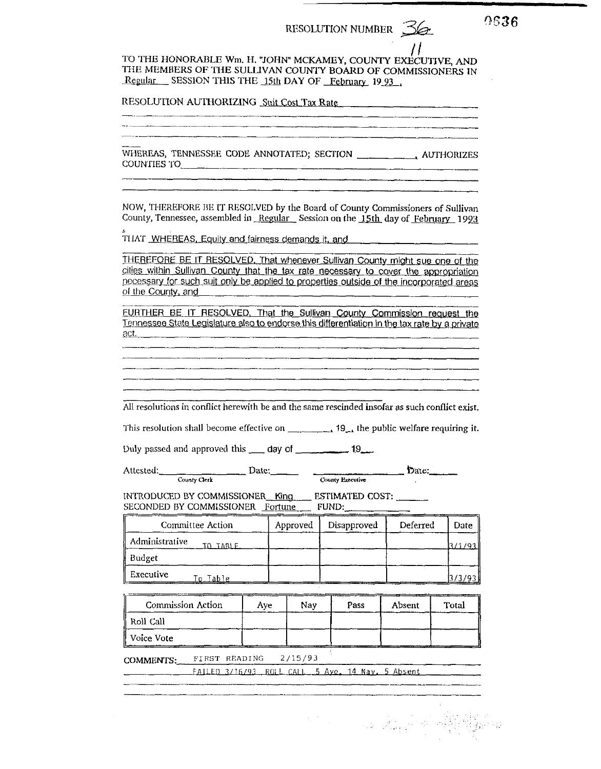RESOLUTION NUMBER 36

0636

TO THE HONORABLE Wm. H. "JOHN" MCKAMEY, COUNTY EXECUTIVE, AND THE MEMBERS OF THE SULLIVAN COUNTY BOARD OF COMMISSIONERS IN Regular SESSION THIS THE 15th DAY OF February 19 93 .

RESOLUTION AUTHORIZING Suit Cost Tax Rate

WHEREAS, TENNESSEE CODE ANNOTATED; SECTION ___________, AUTHORIZES COUNTIES TO ___________

NOW, THEREFORE BE IT RESOLVED by the Board of County Commissioners of Sullivan County, Tennessee, assembled in Regular Session on the 15th day of February 1993

THAT WHEREAS, Equity and fairness demands it, and

THEREFORE BE IT RESOLVED, That whenever Sullivan County might sue one of the cities within Sullivan County that the tax rate necessary to cover the appropriation necessary for such suit only be applied to properties outside of the incorporated areas of the County, and

FURTHER BE IT RESOLVED, That the Sullivan County Commission request the Tennessee State Legislature also to endorse this differentiation in the tax rate by a private act.

All resolutions in conflict herewith be and the same rescinded insofar as such conflict exist.

This resolution shall become effective on _________, 19__, the public welfare requiring it.

Duly passed and approved this ___ day of __________ 19__

Attested: ______________ Date: _____ (County Clerk) ______________ Date: _____ (County Executive)

INTRODUCED BY COMMISSIONER King ESTIMATED COST: ______
SECONDED BY COMMISSIONER Fortune FUND: ______

| Committee Action | Approved | Disapproved | Deferred | Date |
|---|---|---|---|---|
| Administrative TO TABLE | | | | 3/1/93 |
| Budget | | | | |
| Executive To Table | | | | 3/3/93 |

| Commission Action | Aye | Nay | Pass | Absent | Total |
|---|---|---|---|---|---|
| Roll Call | | | | | |
| Voice Vote | | | | | |

COMMENTS: FIRST READING 2/15/93

FAILED 3/16/93 ROLL CALL 5 Aye, 14 Nay, 5 Absent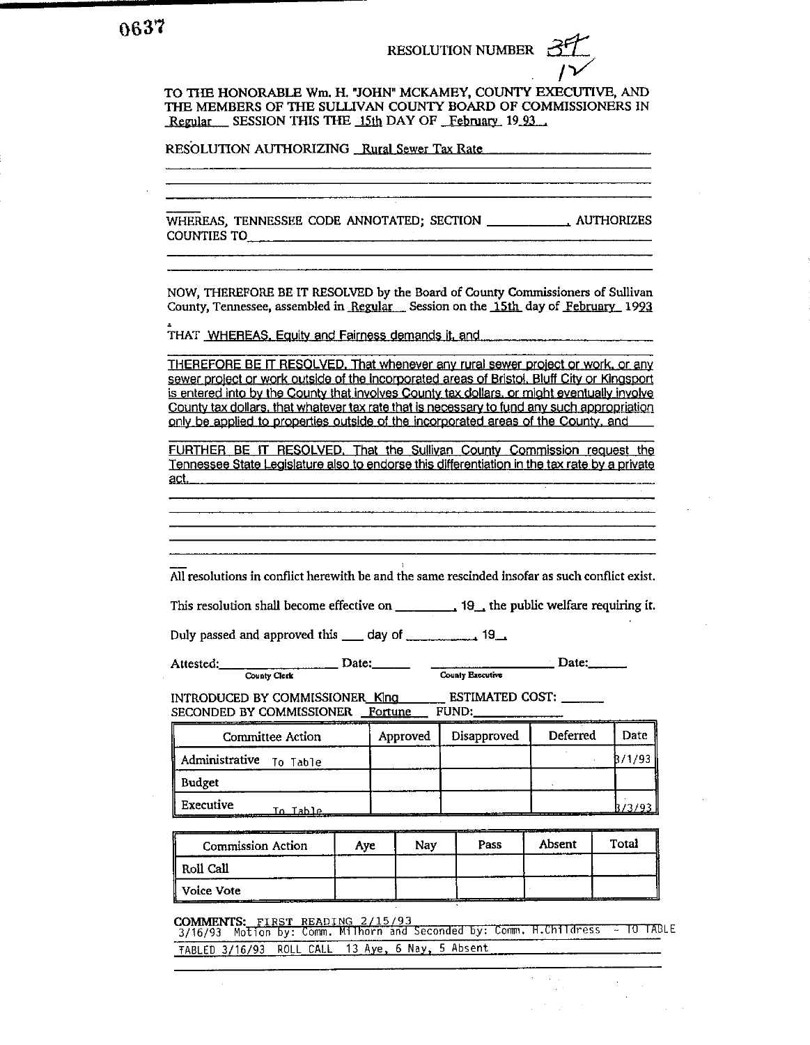0637

RESOLUTION NUMBER 37

12

TO THE HONORABLE Wm. H. "JOHN" MCKAMEY, COUNTY EXECUTIVE, AND THE MEMBERS OF THE SULLIVAN COUNTY BOARD OF COMMISSIONERS IN Regular SESSION THIS THE 15th DAY OF February 19 93 .

RESOLUTION AUTHORIZING Rural Sewer Tax Rate

WHEREAS, TENNESSEE CODE ANNOTATED; SECTION ____________, AUTHORIZES COUNTIES TO ____________

NOW, THEREFORE BE IT RESOLVED by the Board of County Commissioners of Sullivan County, Tennessee, assembled in Regular Session on the 15th day of February 1993

THAT WHEREAS, Equity and Fairness demands it, and

THEREFORE BE IT RESOLVED, That whenever any rural sewer project or work, or any sewer project or work outside of the incorporated areas of Bristol, Bluff City or Kingsport is entered into by the County that involves County tax dollars, or might eventually involve County tax dollars, that whatever tax rate that is necessary to fund any such appropriation only be applied to properties outside of the incorporated areas of the County, and

FURTHER BE IT RESOLVED, That the Sullivan County Commission request the Tennessee State Legislature also to endorse this differentiation in the tax rate by a private act.

All resolutions in conflict herewith be and the same rescinded insofar as such conflict exist.

This resolution shall become effective on ________, 19__, the public welfare requiring it.

Duly passed and approved this ___ day of __________, 19__.

Attested: ________________ Date: ______ (County Clerk) ________________ Date: ______ (County Executive)

INTRODUCED BY COMMISSIONER King ESTIMATED COST: ______
SECONDED BY COMMISSIONER Fortune FUND: ______

| Committee Action | Approved | Disapproved | Deferred | Date |
|---|---|---|---|---|
| Administrative To Table | | | | 3/1/93 |
| Budget | | | | |
| Executive To Table | | | | 3/3/93 |

| Commission Action | Aye | Nay | Pass | Absent | Total |
|---|---|---|---|---|---|
| Roll Call | | | | | |
| Voice Vote | | | | | |

COMMENTS: FIRST READING 2/15/93
3/16/93 Motion by: Comm. Milhorn and Seconded by: Comm. H.Childress - TO TABLE
TABLED 3/16/93 ROLL CALL 13 Aye, 6 Nay, 5 Absent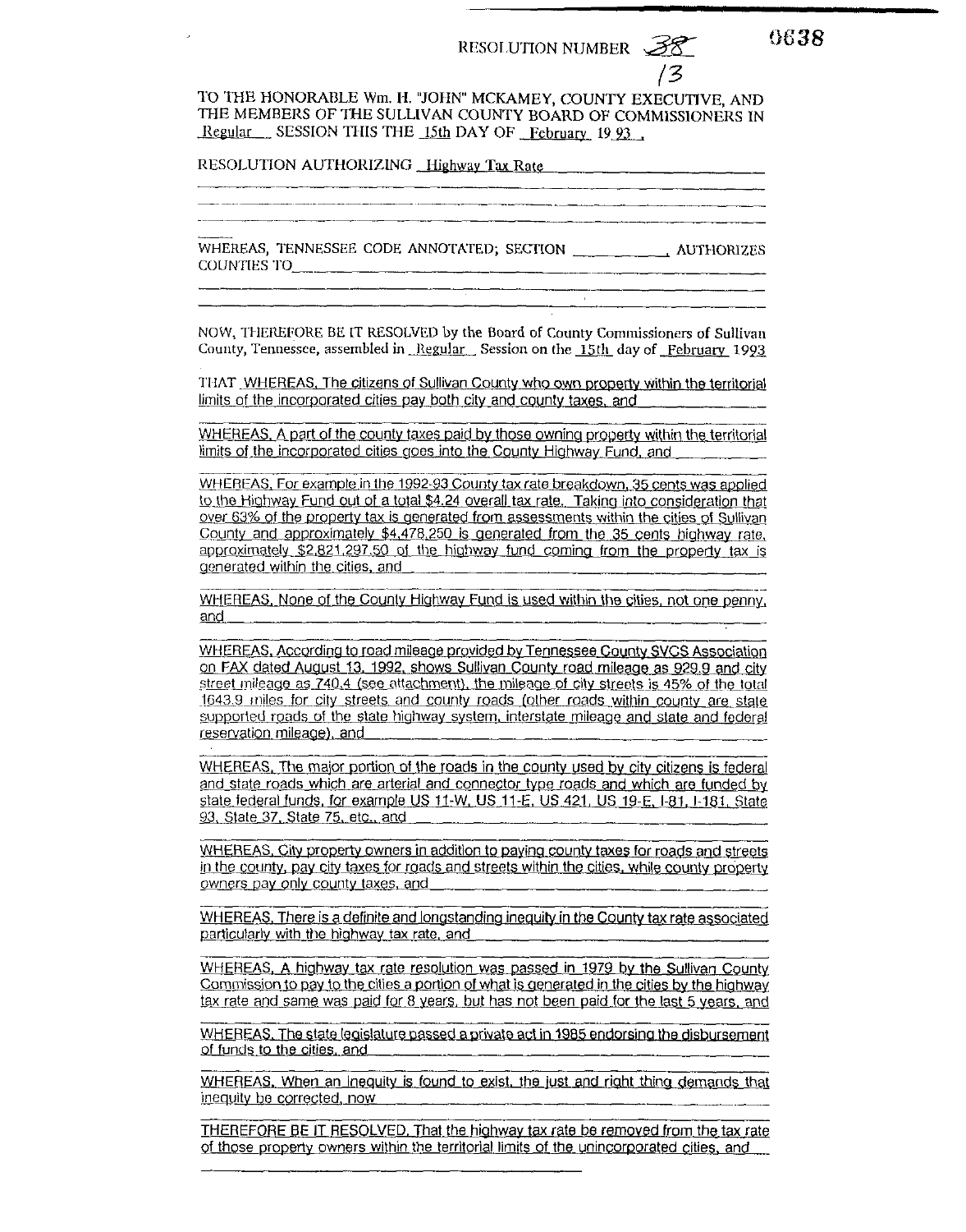RESOLUTION NUMBER 38

13

0638

TO THE HONORABLE Wm. H. "JOHN" MCKAMEY, COUNTY EXECUTIVE, AND THE MEMBERS OF THE SULLIVAN COUNTY BOARD OF COMMISSIONERS IN Regular SESSION THIS THE 15th DAY OF February 19 93 .

RESOLUTION AUTHORIZING Highway Tax Rate

WHEREAS, TENNESSEE CODE ANNOTATED; SECTION ___________, AUTHORIZES COUNTIES TO___________

NOW, THEREFORE BE IT RESOLVED by the Board of County Commissioners of Sullivan County, Tennessee, assembled in Regular Session on the 15th day of February 1993

THAT WHEREAS, The citizens of Sullivan County who own property within the territorial limits of the incorporated cities pay both city and county taxes, and

WHEREAS, A part of the county taxes paid by those owning property within the territorial limits of the incorporated cities goes into the County Highway Fund, and

WHEREAS, For example in the 1992-93 County tax rate breakdown, 35 cents was applied to the Highway Fund out of a total $4.24 overall tax rate. Taking into consideration that over 63% of the property tax is generated from assessments within the cities of Sullivan County and approximately $4,478,250 is generated from the 35 cents highway rate, approximately $2,821,297.50 of the highway fund coming from the property tax is generated within the cities, and

WHEREAS, None of the County Highway Fund is used within the cities, not one penny, and

WHEREAS, According to road mileage provided by Tennessee County SVCS Association on FAX dated August 13, 1992, shows Sullivan County road mileage as 929.9 and city street mileage as 740.4 (see attachment), the mileage of city streets is 45% of the total 1643.9 miles for city streets and county roads (other roads within county are state supported roads of the state highway system, interstate mileage and state and federal reservation mileage), and

WHEREAS, The major portion of the roads in the county used by city citizens is federal and state roads which are arterial and connector type roads and which are funded by state federal funds, for example US 11-W, US 11-E, US 421, US 19-E, I-81, I-181, State 93, State 37, State 75, etc., and

WHEREAS, City property owners in addition to paying county taxes for roads and streets in the county, pay city taxes for roads and streets within the cities, while county property owners pay only county taxes, and

WHEREAS, There is a definite and longstanding inequity in the County tax rate associated particularly with the highway tax rate, and

WHEREAS, A highway tax rate resolution was passed in 1979 by the Sullivan County Commission to pay to the cities a portion of what is generated in the cities by the highway tax rate and same was paid for 8 years, but has not been paid for the last 5 years, and

WHEREAS, The state legislature passed a private act in 1985 endorsing the disbursement of funds to the cities, and

WHEREAS, When an inequity is found to exist, the just and right thing demands that inequity be corrected, now

THEREFORE BE IT RESOLVED, That the highway tax rate be removed from the tax rate of those property owners within the territorial limits of the unincorporated cities, and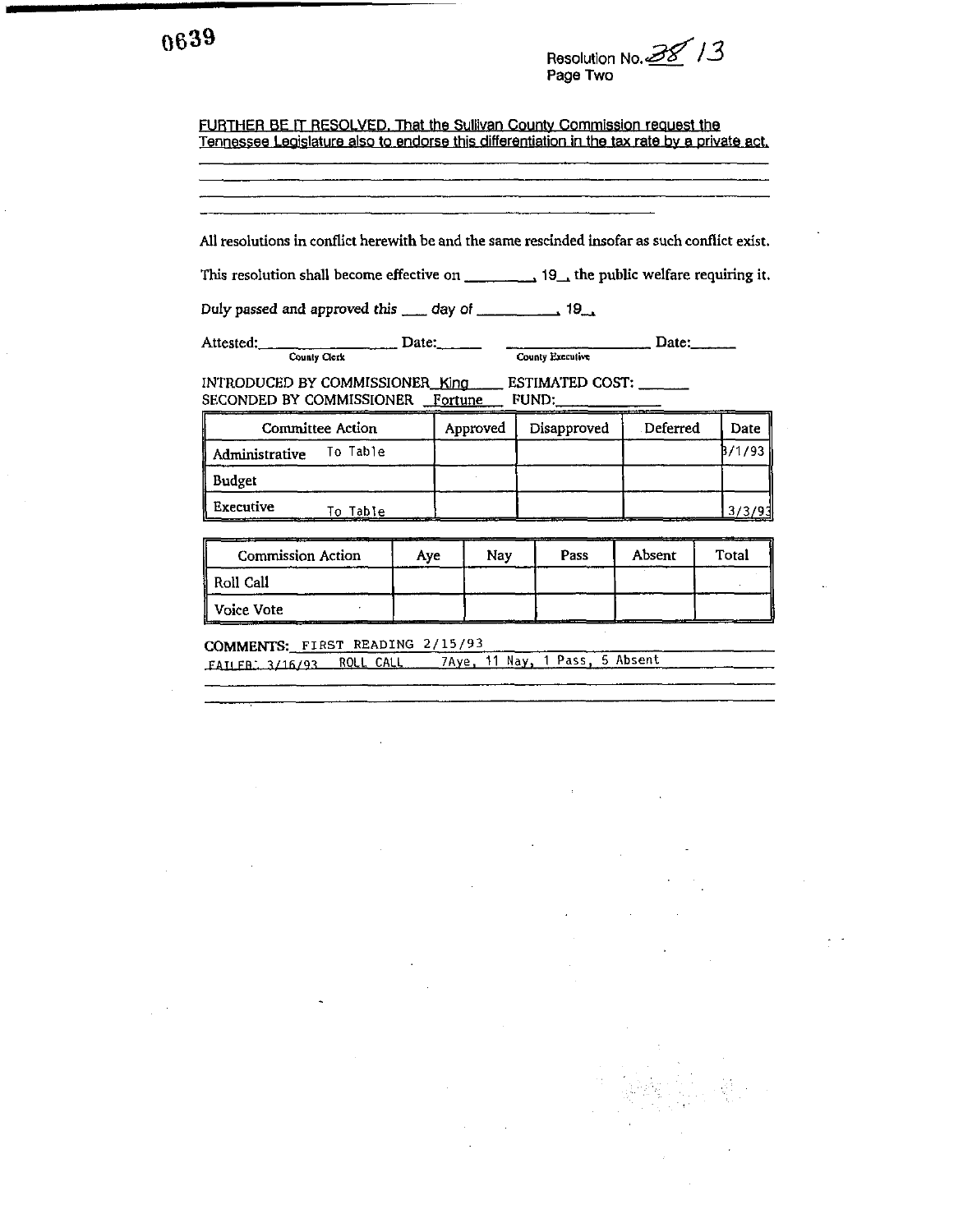Resolution No. 38 13
Page Two

FURTHER BE IT RESOLVED, That the Sullivan County Commission request the Tennessee Legislature also to endorse this differentiation in the tax rate by a private act.

All resolutions in conflict herewith be and the same rescinded insofar as such conflict exist.

This resolution shall become effective on _________, 19__, the public welfare requiring it.

Duly passed and approved this ____ day of __________, 19__.

Attested: _______________ Date: _____ &nbsp;&nbsp;&nbsp; _______________ Date: _____
County Clerk &nbsp;&nbsp;&nbsp; County Executive

INTRODUCED BY COMMISSIONER King ESTIMATED COST: ______
SECONDED BY COMMISSIONER Fortune FUND: ____________

| Committee Action | Approved | Disapproved | Deferred | Date |
|---|---|---|---|---|
| Administrative To Table | | | | 3/1/93 |
| Budget | | | | |
| Executive To Table | | | | 3/3/93 |

| Commission Action | Aye | Nay | Pass | Absent | Total |
|---|---|---|---|---|---|
| Roll Call | | | | | |
| Voice Vote | | | | | |

COMMENTS: FIRST READING 2/15/93
FAILED: 3/16/93 ROLL CALL 7Aye, 11 Nay, 1 Pass, 5 Absent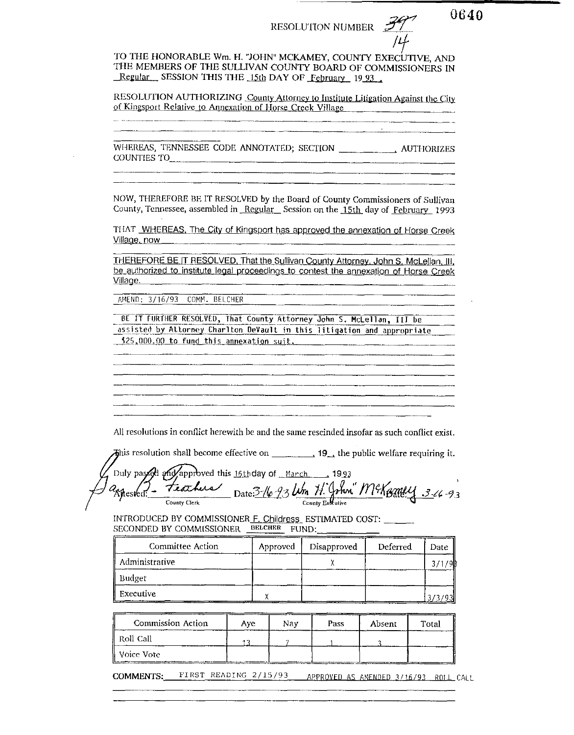RESOLUTION NUMBER 39 / 14

0640

TO THE HONORABLE Wm. H. "JOHN" MCKAMEY, COUNTY EXECUTIVE, AND THE MEMBERS OF THE SULLIVAN COUNTY BOARD OF COMMISSIONERS IN Regular SESSION THIS THE 15th DAY OF February 19 93 .

RESOLUTION AUTHORIZING County Attorney to Institute Litigation Against the City of Kingsport Relative to Annexation of Horse Creek Village

WHEREAS, TENNESSEE CODE ANNOTATED; SECTION __________, AUTHORIZES COUNTIES TO__________

NOW, THEREFORE BE IT RESOLVED by the Board of County Commissioners of Sullivan County, Tennessee, assembled in Regular Session on the 15th day of February 1993

THAT WHEREAS, The City of Kingsport has approved the annexation of Horse Creek Village, now

THEREFORE BE IT RESOLVED, That the Sullivan County Attorney, John S. McLellan, III, be authorized to institute legal proceedings to contest the annexation of Horse Creek Village.

AMEND: 3/16/93 COMM. BELCHER

BE IT FURTHER RESOLVED, That County Attorney John S. McLellan, III be assisted by Attorney Charlton DeVault in this litigation and appropriate $25,000.00 to fund this annexation suit.

All resolutions in conflict herewith be and the same rescinded insofar as such conflict exist.

This resolution shall become effective on ________, 19__, the public welfare requiring it.

Duly passed and approved this 16th day of March, 1993

Attested: [signature] Feathers, County Clerk Date: 3-16-93 Wm H. "John" McKamey, County Executive Date: 3-16-93

INTRODUCED BY COMMISSIONER F. Childress ESTIMATED COST: ______
SECONDED BY COMMISSIONER BELCHER FUND: ______

| Committee Action | Approved | Disapproved | Deferred | Date |
|---|---|---|---|---|
| Administrative | | X | | 3/1/93 |
| Budget | | | | |
| Executive | X | | | 3/3/93 |

| Commission Action | Aye | Nay | Pass | Absent | Total |
|---|---|---|---|---|---|
| Roll Call | 13 | 7 | 1 | 3 | |
| Voice Vote | | | | | |

**COMMENTS:** FIRST READING 2/15/93 APPROVED AS AMENDED 3/16/93 ROLL CALL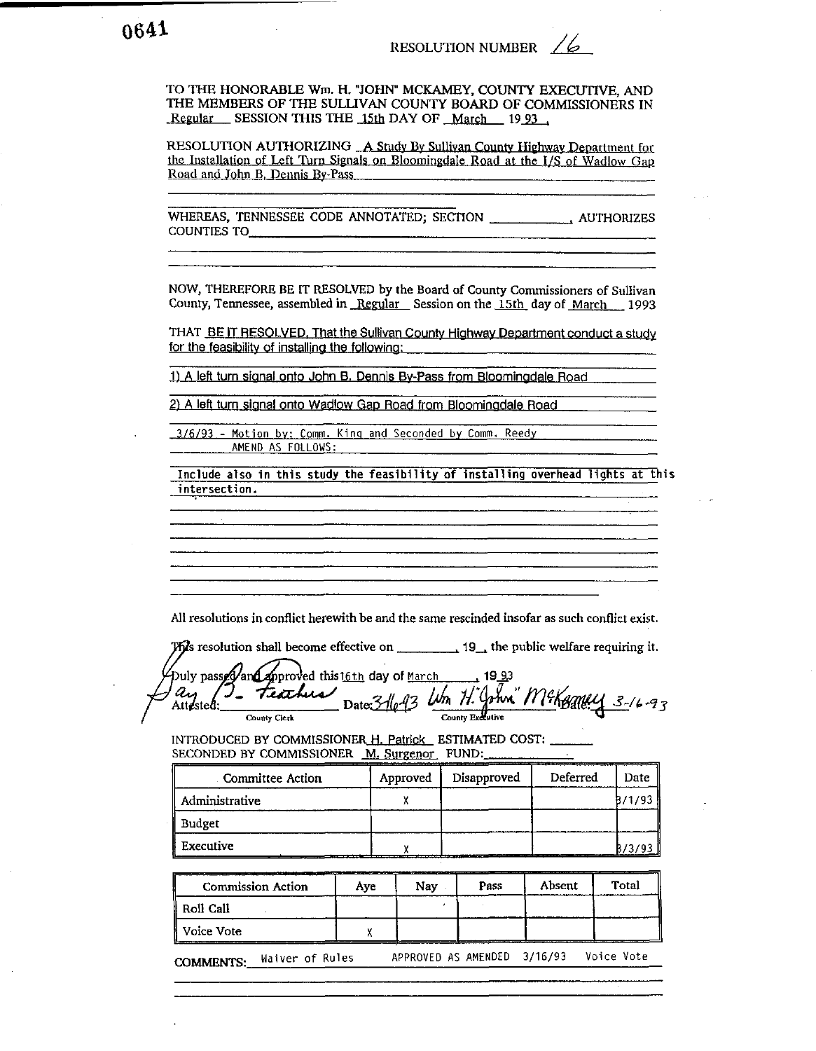0641

RESOLUTION NUMBER 16

TO THE HONORABLE Wm. H. "JOHN" MCKAMEY, COUNTY EXECUTIVE, AND THE MEMBERS OF THE SULLIVAN COUNTY BOARD OF COMMISSIONERS IN Regular SESSION THIS THE 15th DAY OF March 19 93 ,

RESOLUTION AUTHORIZING A Study By Sullivan County Highway Department for the Installation of Left Turn Signals on Bloomingdale Road at the I/S of Wadlow Gap Road and John B. Dennis By-Pass

WHEREAS, TENNESSEE CODE ANNOTATED; SECTION ____________, AUTHORIZES COUNTIES TO____________

NOW, THEREFORE BE IT RESOLVED by the Board of County Commissioners of Sullivan County, Tennessee, assembled in Regular Session on the 15th day of March 1993

THAT BE IT RESOLVED, That the Sullivan County Highway Department conduct a study for the feasibility of installing the following:

1) A left turn signal onto John B. Dennis By-Pass from Bloomingdale Road

2) A left turn signal onto Wadlow Gap Road from Bloomingdale Road

3/6/93 - Motion by: Comm. King and Seconded by Comm. Reedy
AMEND AS FOLLOWS:

Include also in this study the feasibility of installing overhead lights at this intersection.

All resolutions in conflict herewith be and the same rescinded insofar as such conflict exist.

This resolution shall become effective on ________, 19__, the public welfare requiring it.

Duly passed and approved this 16th day of March , 19 93

Attested: Jay B. Feathers Date: 3/16/93 (County Clerk)
Wm H. "John" McKamey Date: 3-16-93 (County Executive)

INTRODUCED BY COMMISSIONER H. Patrick ESTIMATED COST: ______
SECONDED BY COMMISSIONER M. Surgenor FUND: ______

| Committee Action | Approved | Disapproved | Deferred | Date |
|---|---|---|---|---|
| Administrative | X | | | 3/1/93 |
| Budget | | | | |
| Executive | X | | | 3/3/93 |

| Commission Action | Aye | Nay | Pass | Absent | Total |
|---|---|---|---|---|---|
| Roll Call | | | | | |
| Voice Vote | X | | | | |

COMMENTS: Waiver of Rules APPROVED AS AMENDED 3/16/93 Voice Vote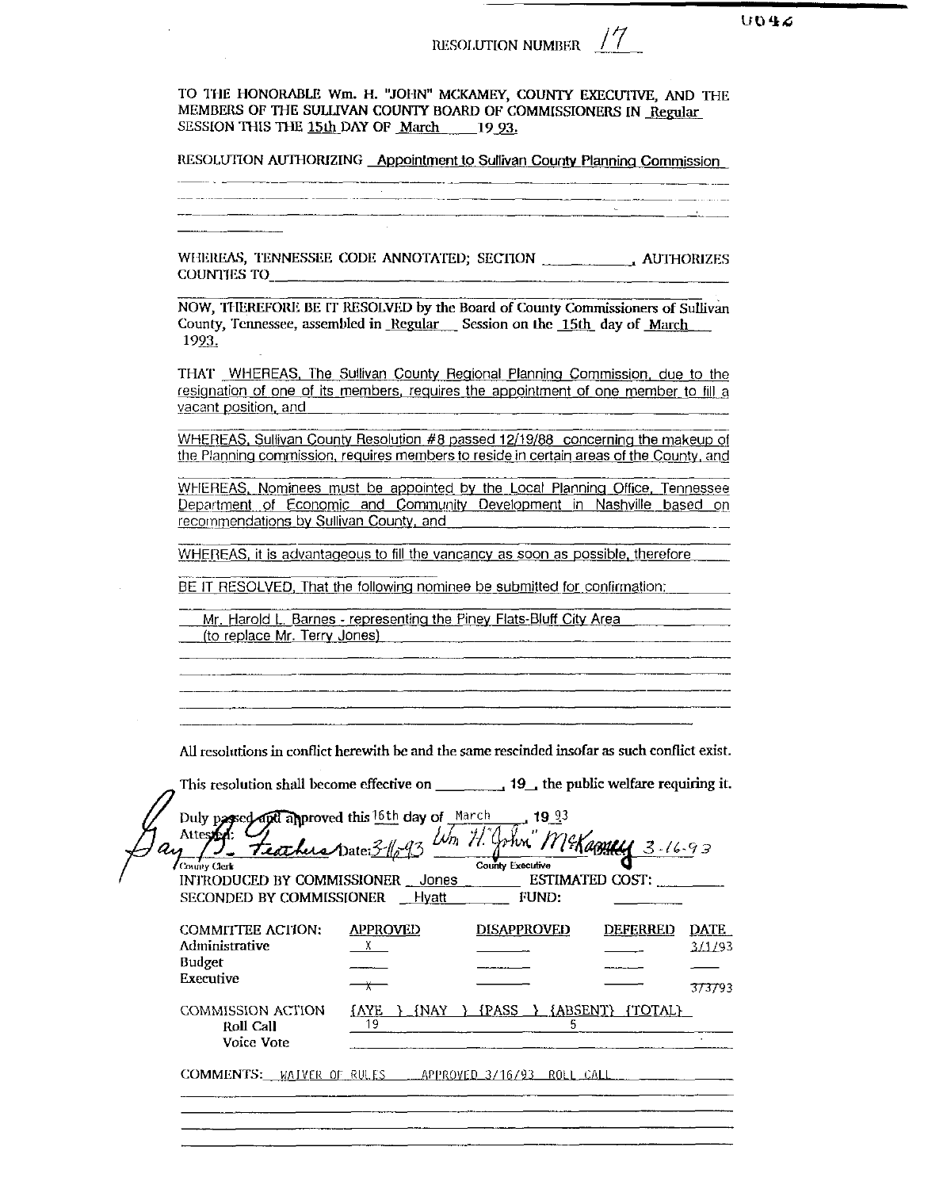U046

RESOLUTION NUMBER 17

TO THE HONORABLE Wm. H. "JOHN" MCKAMEY, COUNTY EXECUTIVE, AND THE MEMBERS OF THE SULLIVAN COUNTY BOARD OF COMMISSIONERS IN Regular SESSION THIS THE 15th DAY OF March 19 93.

RESOLUTION AUTHORIZING Appointment to Sullivan County Planning Commission

WHEREAS, TENNESSEE CODE ANNOTATED; SECTION \_\_\_\_\_\_\_\_\_\_, AUTHORIZES COUNTIES TO \_\_\_\_\_\_\_\_\_\_

NOW, THEREFORE BE IT RESOLVED by the Board of County Commissioners of Sullivan County, Tennessee, assembled in Regular Session on the 15th day of March 1993.

THAT WHEREAS, The Sullivan County Regional Planning Commission, due to the resignation of one of its members, requires the appointment of one member to fill a vacant position, and

WHEREAS, Sullivan County Resolution #8 passed 12/19/88 concerning the makeup of the Planning commission, requires members to reside in certain areas of the County, and

WHEREAS, Nominees must be appointed by the Local Planning Office, Tennessee Department of Economic and Community Development in Nashville based on recommendations by Sullivan County, and

WHEREAS, it is advantageous to fill the vancancy as soon as possible, therefore

BE IT RESOLVED, That the following nominee be submitted for confirmation:

Mr. Harold L. Barnes - representing the Piney Flats-Bluff City Area (to replace Mr. Terry Jones)

All resolutions in conflict herewith be and the same rescinded insofar as such conflict exist.

This resolution shall become effective on \_\_\_\_\_\_\_\_, 19\_, the public welfare requiring it.

Duly passed and approved this 16th day of March, 19 93

Attested: Gay B. Feathers Date: 3-16-93 — County Clerk

Wm. H. "John" McKamey 3-16-93 — County Executive

INTRODUCED BY COMMISSIONER Jones ESTIMATED COST: \_\_\_\_\_\_\_\_

SECONDED BY COMMISSIONER Hyatt FUND: \_\_\_\_\_\_\_\_

| COMMITTEE ACTION: | APPROVED | DISAPPROVED | DEFERRED | DATE |
|---|---|---|---|---|
| Administrative | X | | | 3/1/93 |
| Budget | | | | |
| Executive | ~~X~~ | | | ~~3/3/93~~ |

| COMMISSION ACTION | {AYE} | {NAY} | {PASS} | {ABSENT} | {TOTAL} |
|---|---|---|---|---|---|
| Roll Call | 19 | | | 5 | |
| Voice Vote | | | | | |

COMMENTS: WAIVER OF RULES APPROVED 3/16/93 ROLL CALL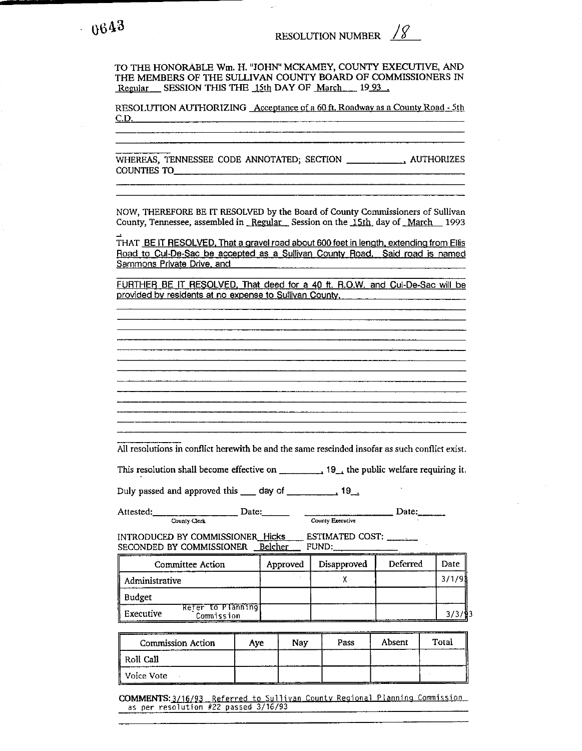0643

RESOLUTION NUMBER 18

TO THE HONORABLE Wm. H. "JOHN" MCKAMEY, COUNTY EXECUTIVE, AND THE MEMBERS OF THE SULLIVAN COUNTY BOARD OF COMMISSIONERS IN Regular SESSION THIS THE 15th DAY OF March 19 93 .

RESOLUTION AUTHORIZING Acceptance of a 60 ft. Roadway as a County Road - 5th C.D.

WHEREAS, TENNESSEE CODE ANNOTATED; SECTION \_\_\_\_\_\_\_\_\_\_, AUTHORIZES COUNTIES TO\_\_\_\_\_\_\_\_\_\_

NOW, THEREFORE BE IT RESOLVED by the Board of County Commissioners of Sullivan County, Tennessee, assembled in Regular Session on the 15th day of March 1993

THAT BE IT RESOLVED, That a gravel road about 600 feet in length, extending from Ellis Road to Cul-De-Sac be accepted as a Sullivan County Road. Said road is named Sammons Private Drive, and

FURTHER BE IT RESOLVED, That deed for a 40 ft. R.O.W. and Cul-De-Sac will be provided by residents at no expense to Sullivan County.

All resolutions in conflict herewith be and the same rescinded insofar as such conflict exist.

This resolution shall become effective on \_\_\_\_\_\_\_\_, 19\_\_, the public welfare requiring it.

Duly passed and approved this \_\_\_ day of \_\_\_\_\_\_\_\_\_, 19\_\_.

Attested: \_\_\_\_\_\_\_\_\_\_\_\_\_\_ Date: \_\_\_\_\_\_ \_\_\_\_\_\_\_\_\_\_\_\_\_\_ Date: \_\_\_\_\_\_
County Clerk County Executive

INTRODUCED BY COMMISSIONER Hicks ESTIMATED COST: \_\_\_\_\_\_
SECONDED BY COMMISSIONER Belcher FUND: \_\_\_\_\_\_\_\_

| Committee Action | Approved | Disapproved | Deferred | Date |
|---|---|---|---|---|
| Administrative | | X | | 3/1/93 |
| Budget | | | | |
| Executive Refer to Planning Commission | | | | 3/3/93 |

| Commission Action | Aye | Nay | Pass | Absent | Total |
|---|---|---|---|---|---|
| Roll Call | | | | | |
| Voice Vote | | | | | |

**COMMENTS:** 3/16/93 Referred to Sullivan County Regional Planning Commission as per resolution #22 passed 3/16/93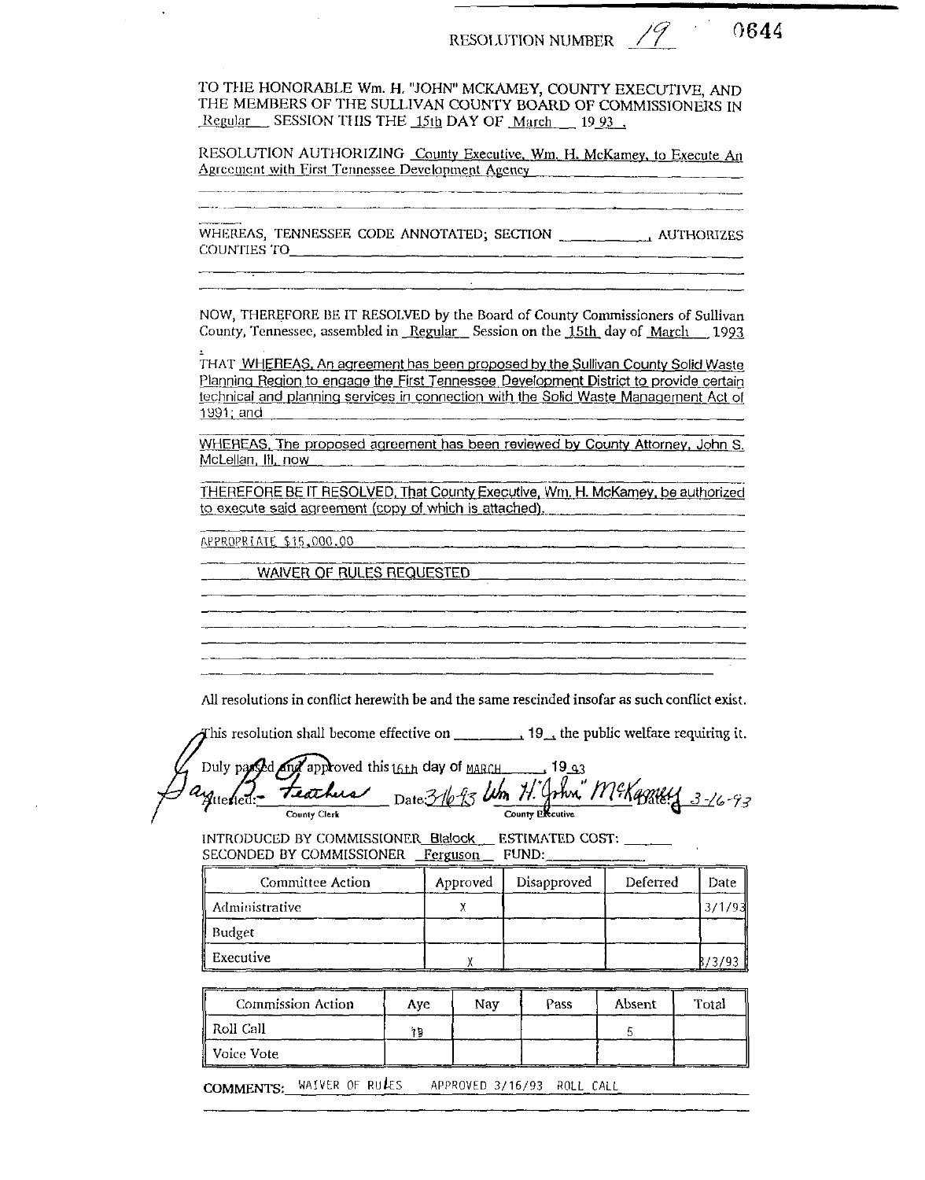RESOLUTION NUMBER 19 0644

TO THE HONORABLE Wm. H. "JOHN" MCKAMEY, COUNTY EXECUTIVE, AND THE MEMBERS OF THE SULLIVAN COUNTY BOARD OF COMMISSIONERS IN Regular SESSION THIS THE 15th DAY OF March 19 93.

RESOLUTION AUTHORIZING County Executive, Wm. H. McKamey, to Execute An Agreement with First Tennessee Development Agency

WHEREAS, TENNESSEE CODE ANNOTATED; SECTION __________, AUTHORIZES COUNTIES TO__________

NOW, THEREFORE BE IT RESOLVED by the Board of County Commissioners of Sullivan County, Tennessee, assembled in Regular Session on the 15th day of March 1993

THAT WHEREAS, An agreement has been proposed by the Sullivan County Solid Waste Planning Region to engage the First Tennessee Development District to provide certain technical and planning services in connection with the Solid Waste Management Act of 1991; and

WHEREAS, The proposed agreement has been reviewed by County Attorney, John S. McLellan, III, now

THEREFORE BE IT RESOLVED, That County Executive, Wm. H. McKamey, be authorized to execute said agreement (copy of which is attached).

APPROPRIATE $15,000.00

WAIVER OF RULES REQUESTED

All resolutions in conflict herewith be and the same rescinded insofar as such conflict exist.

This resolution shall become effective on ________, 19__, the public welfare requiring it.

Duly passed and approved this 16th day of MARCH, 19 93

Attested: Gary B. Feathers (County Clerk) Date: 3-16-93

Wm H. "John" McKamey (County Executive) Date: 3-16-93

INTRODUCED BY COMMISSIONER Blalock ESTIMATED COST: ______
SECONDED BY COMMISSIONER Ferguson FUND: ______

| Committee Action | Approved | Disapproved | Deferred | Date |
|---|---|---|---|---|
| Administrative | X | | | 3/1/93 |
| Budget | | | | |
| Executive | X | | | 3/3/93 |

| Commission Action | Aye | Nay | Pass | Absent | Total |
|---|---|---|---|---|---|
| Roll Call | 19 | | | 5 | |
| Voice Vote | | | | | |

COMMENTS: WAIVER OF RULES APPROVED 3/16/93 ROLL CALL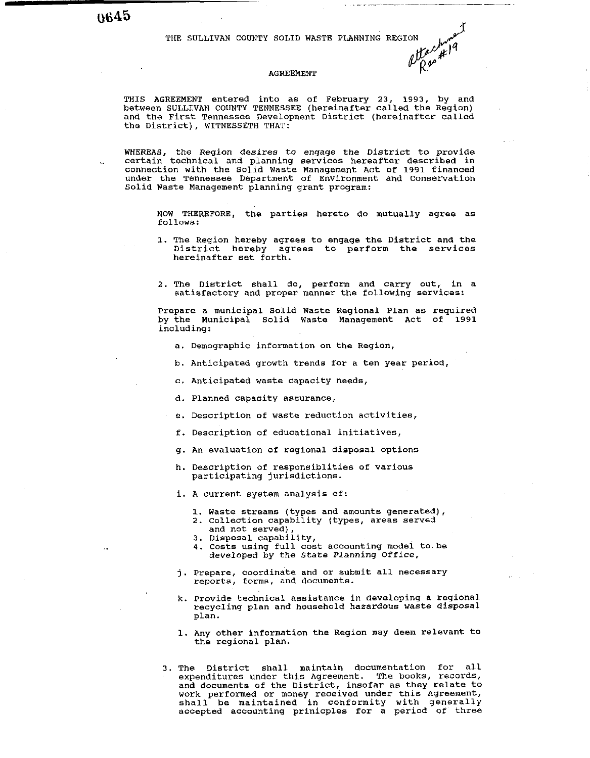THE SULLIVAN COUNTY SOLID WASTE PLANNING REGION

Attachment Res #19

AGREEMENT

THIS AGREEMENT entered into as of February 23, 1993, by and between SULLIVAN COUNTY TENNESSEE (hereinafter called the Region) and the First Tennessee Development District (hereinafter called the District), WITNESSETH THAT:

WHEREAS, the Region desires to engage the District to provide certain technical and planning services hereafter described in connection with the Solid Waste Management Act of 1991 financed under the Tennessee Department of Environment and Conservation Solid Waste Management planning grant program:

NOW THEREFORE, the parties hereto do mutually agree as follows:

1. The Region hereby agrees to engage the District and the District hereby agrees to perform the services hereinafter set forth.

2. The District shall do, perform and carry out, in a satisfactory and proper manner the following services:

Prepare a municipal Solid Waste Regional Plan as required by the Municipal Solid Waste Management Act of 1991 including:

a. Demographic information on the Region,

b. Anticipated growth trends for a ten year period,

c. Anticipated waste capacity needs,

d. Planned capacity assurance,

e. Description of waste reduction activities,

f. Description of educational initiatives,

g. An evaluation of regional disposal options

h. Description of responsiblities of various participating jurisdictions.

i. A current system analysis of:

   1. Waste streams (types and amounts generated),
   2. Collection capability (types, areas served and not served),
   3. Disposal capability,
   4. Costs using full cost accounting model to be developed by the State Planning Office,

j. Prepare, coordinate and or submit all necessary reports, forms, and documents.

k. Provide technical assistance in developing a regional recycling plan and household hazardous waste disposal plan.

l. Any other information the Region may deem relevant to the regional plan.

3. The District shall maintain documentation for all expenditures under this Agreement. The books, records, and documents of the District, insofar as they relate to work performed or money received under this Agreement, shall be maintained in conformity with generally accepted accounting prinicples for a period of three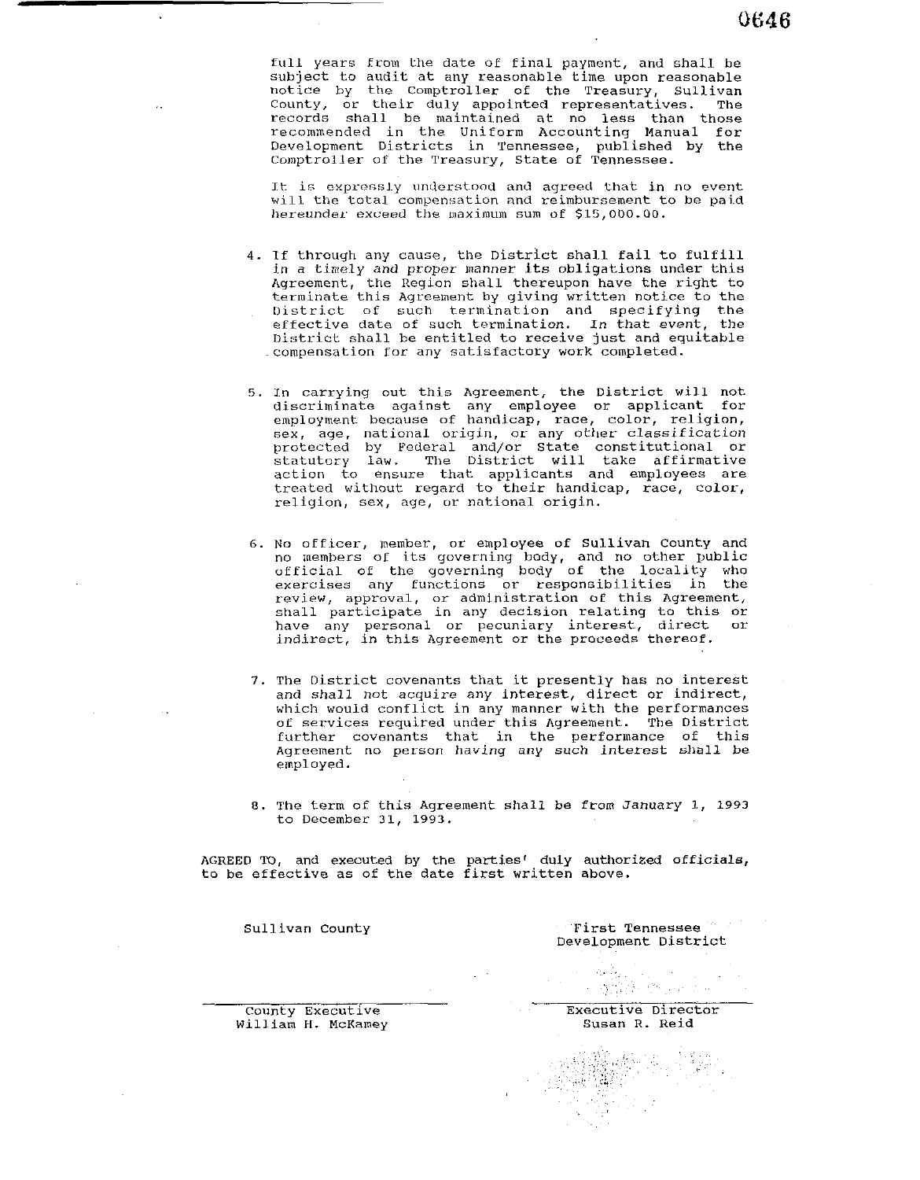full years from the date of final payment, and shall be subject to audit at any reasonable time upon reasonable notice by the Comptroller of the Treasury, Sullivan County, or their duly appointed representatives. The records shall be maintained at no less than those recommended in the Uniform Accounting Manual for Development Districts in Tennessee, published by the Comptroller of the Treasury, State of Tennessee.

It is expressly understood and agreed that in no event will the total compensation and reimbursement to be paid hereunder exceed the maximum sum of $15,000.00.

4. If through any cause, the District shall fail to fulfill in a timely and proper manner its obligations under this Agreement, the Region shall thereupon have the right to terminate this Agreement by giving written notice to the District of such termination and specifying the effective date of such termination. In that event, the District shall be entitled to receive just and equitable compensation for any satisfactory work completed.

5. In carrying out this Agreement, the District will not discriminate against any employee or applicant for employment because of handicap, race, color, religion, sex, age, national origin, or any other classification protected by Federal and/or State constitutional or statutory law. The District will take affirmative action to ensure that applicants and employees are treated without regard to their handicap, race, color, religion, sex, age, or national origin.

6. No officer, member, or employee of Sullivan County and no members of its governing body, and no other public official of the governing body of the locality who exercises any functions or responsibilities in the review, approval, or administration of this Agreement, shall participate in any decision relating to this or have any personal or pecuniary interest, direct or indirect, in this Agreement or the proceeds thereof.

7. The District covenants that it presently has no interest and shall not acquire any interest, direct or indirect, which would conflict in any manner with the performances of services required under this Agreement. The District further covenants that in the performance of this Agreement no person having any such interest shall be employed.

8. The term of this Agreement shall be from January 1, 1993 to December 31, 1993.

AGREED TO, and executed by the parties' duly authorized officials, to be effective as of the date first written above.

Sullivan County

County Executive
William H. McKamey

First Tennessee
Development District

Executive Director
Susan R. Reid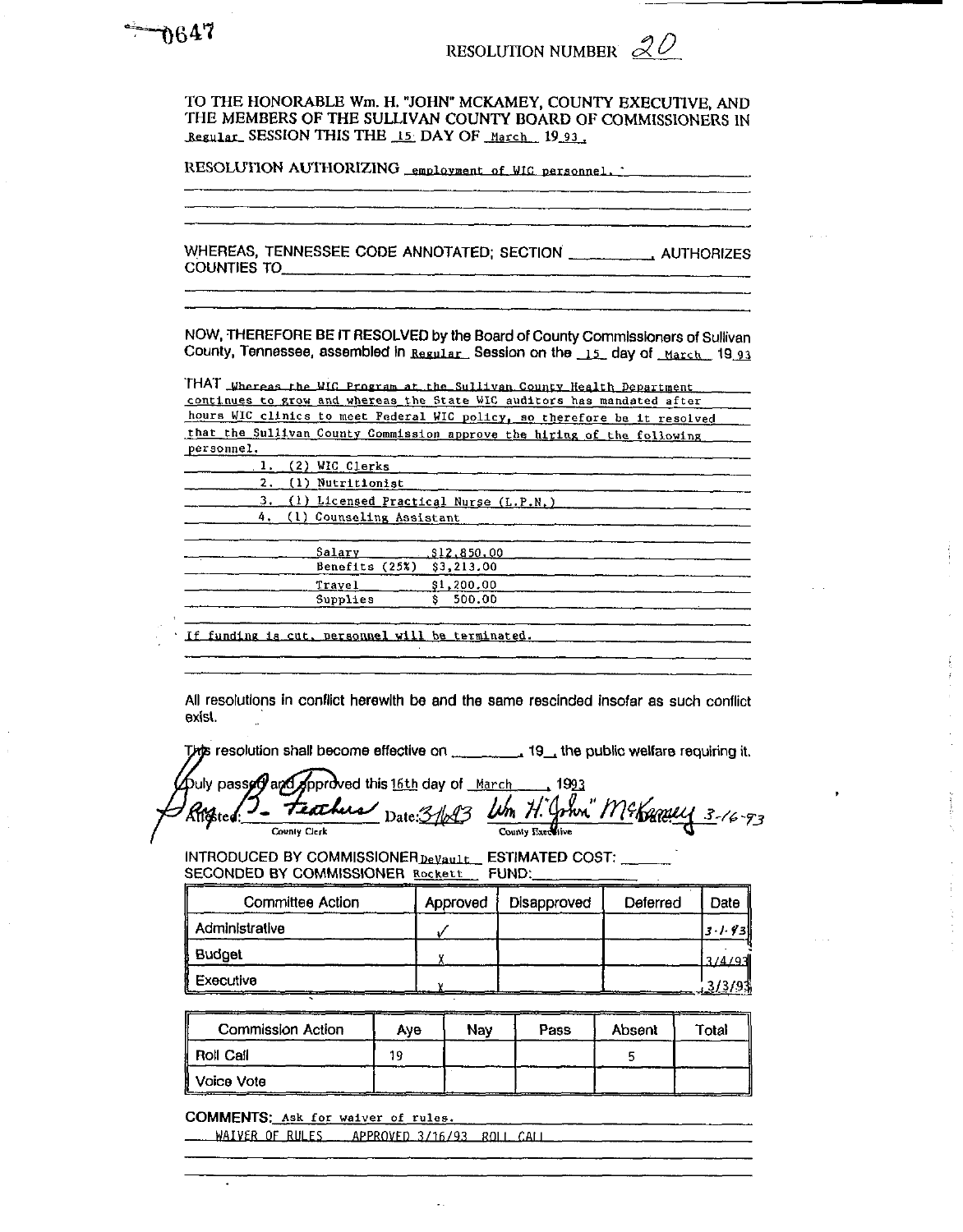0647

RESOLUTION NUMBER 20

TO THE HONORABLE Wm. H. "JOHN" MCKAMEY, COUNTY EXECUTIVE, AND THE MEMBERS OF THE SULLIVAN COUNTY BOARD OF COMMISSIONERS IN Regular SESSION THIS THE 15 DAY OF March 19 93.

RESOLUTION AUTHORIZING employment of WIC personnel.

WHEREAS, TENNESSEE CODE ANNOTATED; SECTION __________, AUTHORIZES COUNTIES TO

NOW, THEREFORE BE IT RESOLVED by the Board of County Commissioners of Sullivan County, Tennessee, assembled in Regular Session on the 15 day of March 19 93

THAT Whereas the WIC Program at the Sullivan County Health Department continues to grow and whereas the State WIC auditors has mandated after hours WIC clinics to meet Federal WIC policy, so therefore be it resolved that the Sullivan County Commission approve the hiring of the following personnel.

1. (2) WIC Clerks
2. (1) Nutritionist
3. (1) Licensed Practical Nurse (L.P.N.)
4. (1) Counseling Assistant

| | |
|---|---|
| Salary | $12,850.00 |
| Benefits (25%) | $3,213.00 |
| Travel | $1,200.00 |
| Supplies | $ 500.00 |

If funding is cut, personnel will be terminated.

All resolutions in conflict herewith be and the same rescinded insofar as such conflict exist.

This resolution shall become effective on ________, 19__, the public welfare requiring it.

Duly passed and approved this 16th day of March, 1993

Attested: B. Feathers (County Clerk) Date: 3/16/93 Wm H. "John" McKamey (County Executive) Date: 3-16-93

INTRODUCED BY COMMISSIONER DeVault ESTIMATED COST: ______
SECONDED BY COMMISSIONER Rockett FUND: ______

| Committee Action | Approved | Disapproved | Deferred | Date |
|---|---|---|---|---|
| Administrative | ✓ | | | 3-1-93 |
| Budget | X | | | 3/4/93 |
| Executive | X | | | 3/3/93 |

| Commission Action | Aye | Nay | Pass | Absent | Total |
|---|---|---|---|---|---|
| Roll Call | 19 | | | 5 | |
| Voice Vote | | | | | |

COMMENTS: Ask for waiver of rules.
WAIVER OF RULES APPROVED 3/16/93 ROLL CALL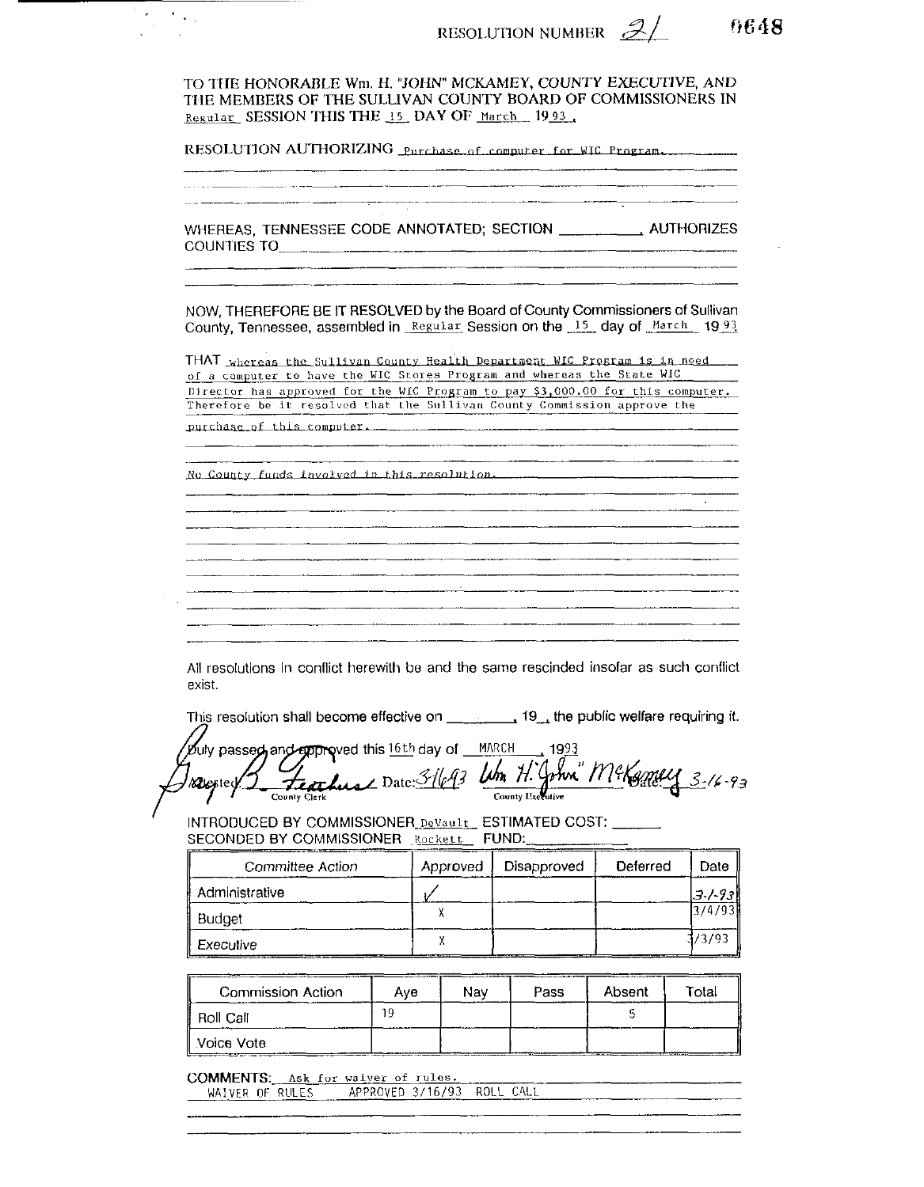RESOLUTION NUMBER 21

0648

TO THE HONORABLE Wm. H. "JOHN" MCKAMEY, COUNTY EXECUTIVE, AND THE MEMBERS OF THE SULLIVAN COUNTY BOARD OF COMMISSIONERS IN Regular SESSION THIS THE 15 DAY OF March 1993.

RESOLUTION AUTHORIZING Purchase of computer for WIC Program.

WHEREAS, TENNESSEE CODE ANNOTATED; SECTION __________, AUTHORIZES COUNTIES TO

NOW, THEREFORE BE IT RESOLVED by the Board of County Commissioners of Sullivan County, Tennessee, assembled in Regular Session on the 15 day of March 1993

THAT whereas the Sullivan County Health Department WIC Program is in need of a computer to have the WIC Stores Program and whereas the State WIC Director has approved for the WIC Program to pay $3,000.00 for this computer. Therefore be it resolved that the Sullivan County Commission approve the purchase of this computer.

No County funds involved in this resolution.

All resolutions in conflict herewith be and the same rescinded insofar as such conflict exist.

This resolution shall become effective on __________, 19__, the public welfare requiring it.

Duly passed and approved this 16th day of MARCH, 1993

Attested: B. Feathers, County Clerk Date: 3/16/93

Wm. H. "John" McKamey, County Executive Date: 3-16-93

INTRODUCED BY COMMISSIONER DeVault ESTIMATED COST: ______
SECONDED BY COMMISSIONER Rockett FUND: ______

| Committee Action | Approved | Disapproved | Deferred | Date |
|---|---|---|---|---|
| Administrative | ✓ | | | 3-1-93 |
| Budget | X | | | 3/4/93 |
| Executive | X | | | 3/3/93 |

| Commission Action | Aye | Nay | Pass | Absent | Total |
|---|---|---|---|---|---|
| Roll Call | 19 | | | 5 | |
| Voice Vote | | | | | |

COMMENTS: Ask for waiver of rules.
WAIVER OF RULES APPROVED 3/16/93 ROLL CALL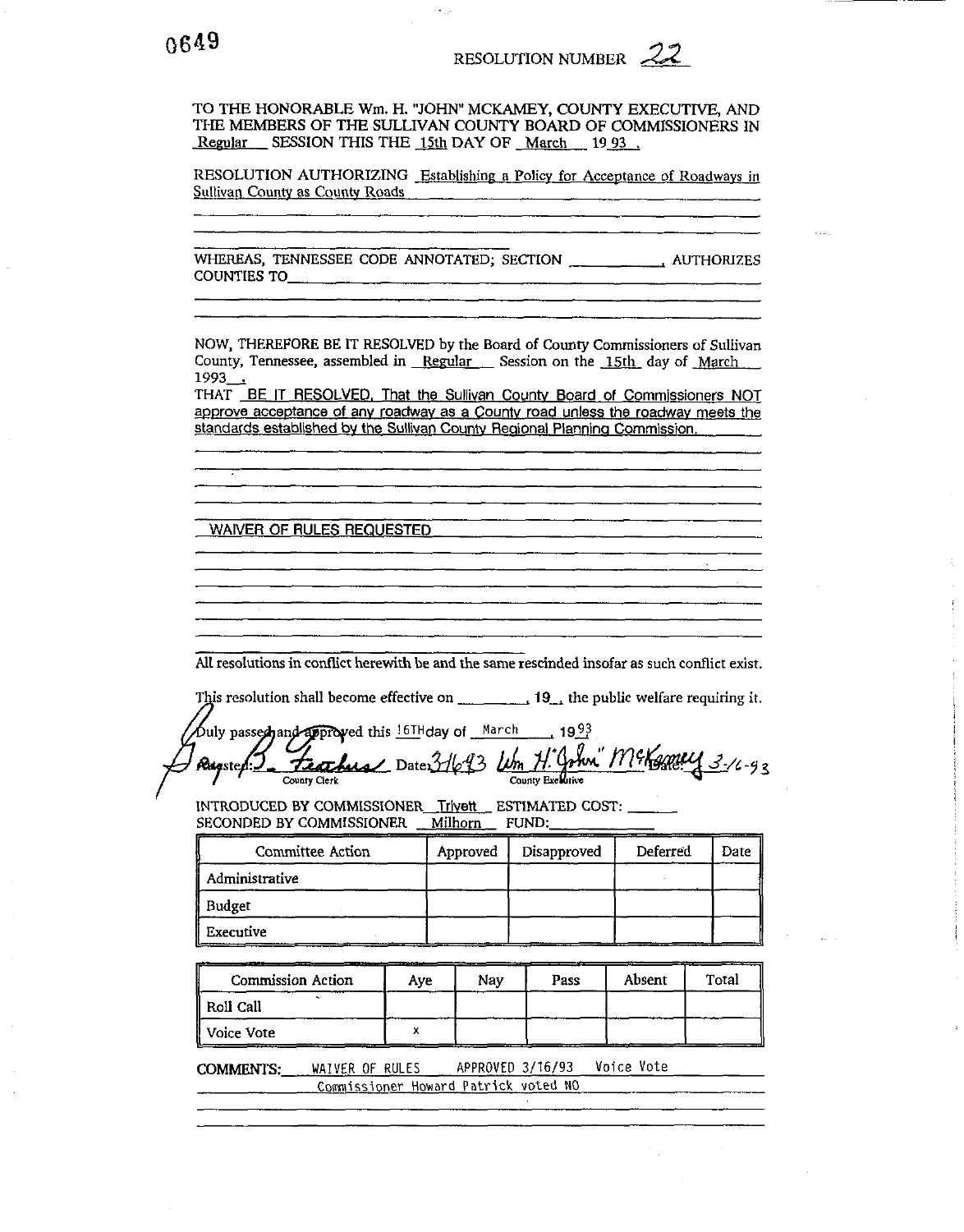0649

RESOLUTION NUMBER 22

TO THE HONORABLE Wm. H. "JOHN" MCKAMEY, COUNTY EXECUTIVE, AND THE MEMBERS OF THE SULLIVAN COUNTY BOARD OF COMMISSIONERS IN Regular SESSION THIS THE 15th DAY OF March 19 93 .

RESOLUTION AUTHORIZING Establishing a Policy for Acceptance of Roadways in Sullivan County as County Roads

WHEREAS, TENNESSEE CODE ANNOTATED; SECTION \_\_\_\_\_\_\_\_\_\_, AUTHORIZES COUNTIES TO

NOW, THEREFORE BE IT RESOLVED by the Board of County Commissioners of Sullivan County, Tennessee, assembled in Regular Session on the 15th day of March 1993 .

THAT BE IT RESOLVED, That the Sullivan County Board of Commissioners NOT approve acceptance of any roadway as a County road unless the roadway meets the standards established by the Sullivan County Regional Planning Commission.

WAIVER OF RULES REQUESTED

All resolutions in conflict herewith be and the same rescinded insofar as such conflict exist.

This resolution shall become effective on \_\_\_\_\_\_\_\_, 19\_\_, the public welfare requiring it.

Duly passed and approved this 16TH day of March, 1993

Attested: B. Feathers Date: 3-16-93 (County Clerk) Wm H. "John" McKamey Date: 3-16-93 (County Executive)

INTRODUCED BY COMMISSIONER Trivett ESTIMATED COST: \_\_\_\_\_\_
SECONDED BY COMMISSIONER Milhorn FUND: \_\_\_\_\_\_

| Committee Action | Approved | Disapproved | Deferred | Date |
|---|---|---|---|---|
| Administrative | | | | |
| Budget | | | | |
| Executive | | | | |

| Commission Action | Aye | Nay | Pass | Absent | Total |
|---|---|---|---|---|---|
| Roll Call | | | | | |
| Voice Vote | x | | | | |

**COMMENTS:** WAIVER OF RULES APPROVED 3/16/93 Voice Vote
Commissioner Howard Patrick voted NO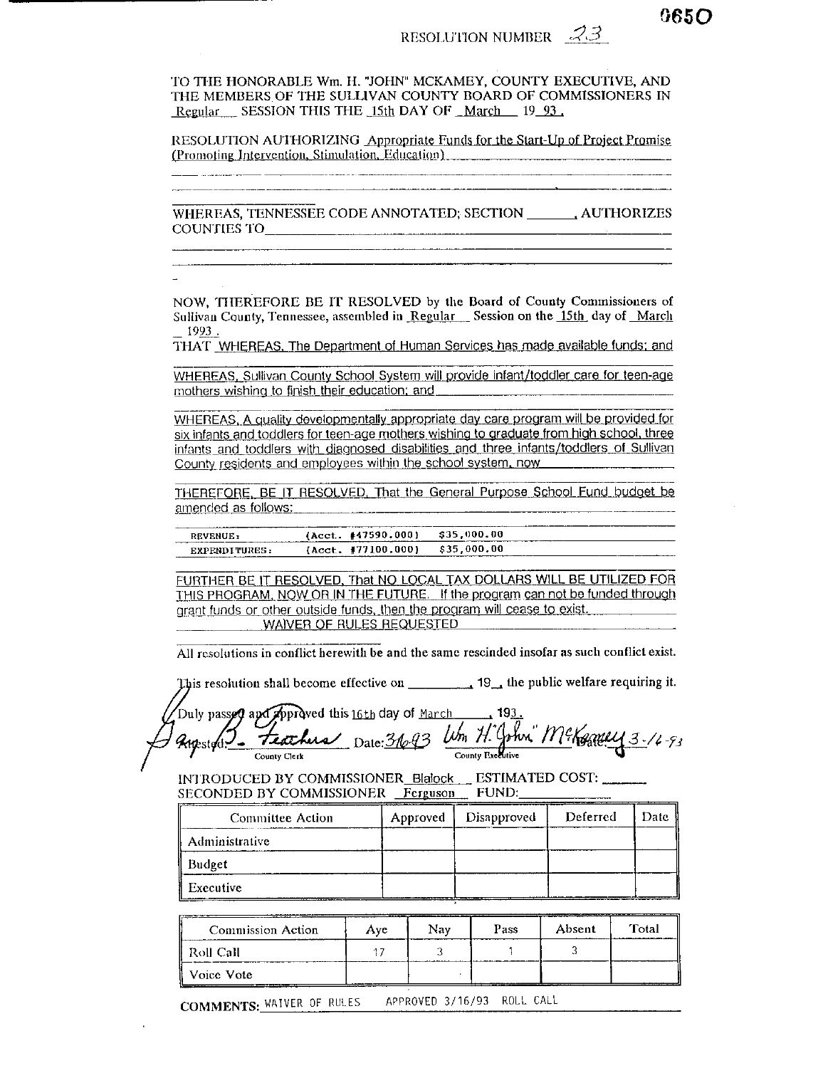0650

RESOLUTION NUMBER 23

TO THE HONORABLE Wm. H. "JOHN" MCKAMEY, COUNTY EXECUTIVE, AND THE MEMBERS OF THE SULLIVAN COUNTY BOARD OF COMMISSIONERS IN Regular SESSION THIS THE 15th DAY OF March 19 93.

RESOLUTION AUTHORIZING Appropriate Funds for the Start-Up of Project Promise (Promoting Intervention, Stimulation, Education)

WHEREAS, TENNESSEE CODE ANNOTATED; SECTION _______, AUTHORIZES COUNTIES TO

NOW, THEREFORE BE IT RESOLVED by the Board of County Commissioners of Sullivan County, Tennessee, assembled in Regular Session on the 15th day of March 1993.

THAT WHEREAS, The Department of Human Services has made available funds; and

WHEREAS, Sullivan County School System will provide infant/toddler care for teen-age mothers wishing to finish their education; and

WHEREAS, A quality developmentally appropriate day care program will be provided for six infants and toddlers for teen-age mothers wishing to graduate from high school, three infants and toddlers with diagnosed disabilities and three infants/toddlers of Sullivan County residents and employees within the school system, now

THEREFORE, BE IT RESOLVED, That the General Purpose School Fund budget be amended as follows:

| | | |
|---|---|---|
| REVENUE: | (Acct. #47590.000) | $35,000.00 |
| EXPENDITURES: | (Acct. #77100.000) | $35,000.00 |

FURTHER BE IT RESOLVED, That NO LOCAL TAX DOLLARS WILL BE UTILIZED FOR THIS PROGRAM, NOW OR IN THE FUTURE. If the program can not be funded through grant funds or other outside funds, then the program will cease to exist.

WAIVER OF RULES REQUESTED

All resolutions in conflict herewith be and the same rescinded insofar as such conflict exist.

This resolution shall become effective on _________, 19__, the public welfare requiring it.

Duly passed and approved this 16th day of March, 1993.

Attested: B. Feathers Date: 3-16-93 (County Clerk)

Wm H. "John" McKamey Date: 3-16-93 (County Executive)

INTRODUCED BY COMMISSIONER Blalock ESTIMATED COST: ______

SECONDED BY COMMISSIONER Ferguson FUND: ______

| Committee Action | Approved | Disapproved | Deferred | Date |
|---|---|---|---|---|
| Administrative | | | | |
| Budget | | | | |
| Executive | | | | |

| Commission Action | Aye | Nay | Pass | Absent | Total |
|---|---|---|---|---|---|
| Roll Call | 17 | 3 | 1 | 3 | |
| Voice Vote | | | | | |

**COMMENTS:** WAIVER OF RULES APPROVED 3/16/93 ROLL CALL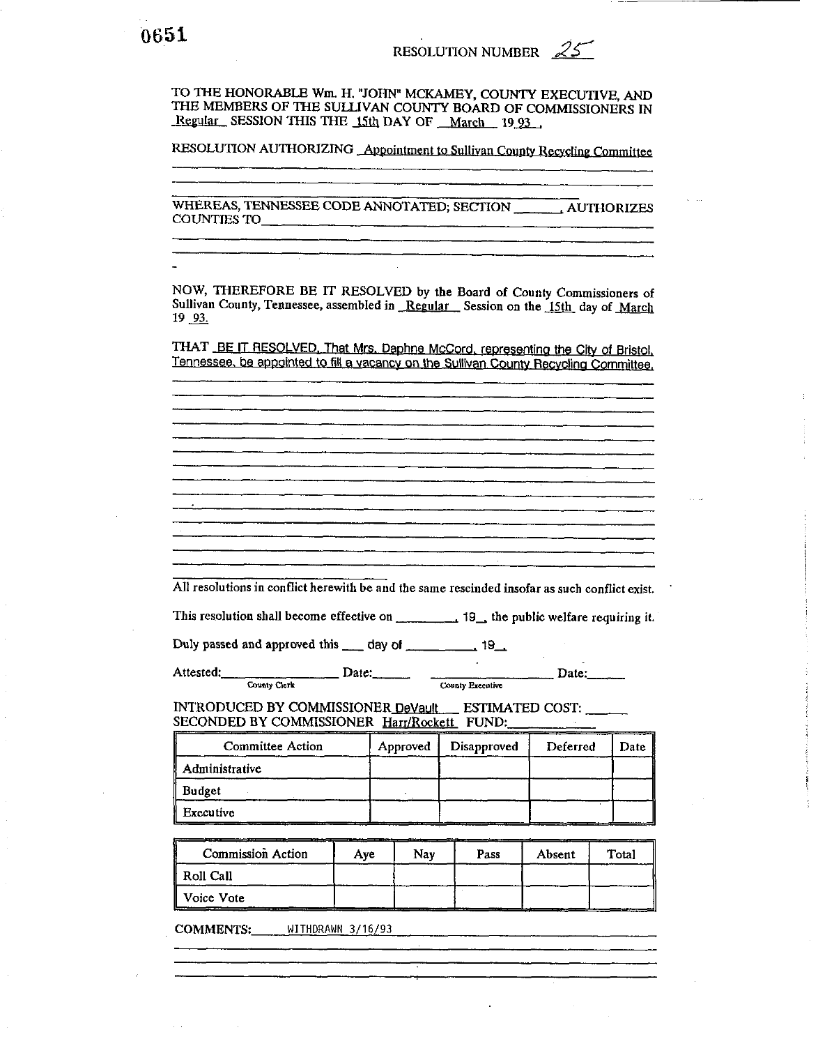0651

RESOLUTION NUMBER 25

TO THE HONORABLE Wm. H. "JOHN" MCKAMEY, COUNTY EXECUTIVE, AND THE MEMBERS OF THE SULLIVAN COUNTY BOARD OF COMMISSIONERS IN Regular SESSION THIS THE 15th DAY OF March 19 93 .

RESOLUTION AUTHORIZING Appointment to Sullivan County Recycling Committee

WHEREAS, TENNESSEE CODE ANNOTATED; SECTION ______, AUTHORIZES COUNTIES TO ______

NOW, THEREFORE BE IT RESOLVED by the Board of County Commissioners of Sullivan County, Tennessee, assembled in Regular Session on the 15th day of March 19 93.

THAT BE IT RESOLVED, That Mrs. Daphne McCord, representing the City of Bristol, Tennessee, be appointed to fill a vacancy on the Sullivan County Recycling Committee.

All resolutions in conflict herewith be and the same rescinded insofar as such conflict exist.

This resolution shall become effective on ________, 19__, the public welfare requiring it.

Duly passed and approved this ___ day of ________, 19__.

Attested: ______________ Date: ______ ______________ Date: ______
County Clerk County Executive

INTRODUCED BY COMMISSIONER DeVault ESTIMATED COST: ______
SECONDED BY COMMISSIONER Harr/Rockett FUND: ______

| Committee Action | Approved | Disapproved | Deferred | Date |
|---|---|---|---|---|
| Administrative | | | | |
| Budget | | | | |
| Executive | | | | |

| Commission Action | Aye | Nay | Pass | Absent | Total |
|---|---|---|---|---|---|
| Roll Call | | | | | |
| Voice Vote | | | | | |

COMMENTS: WITHDRAWN 3/16/93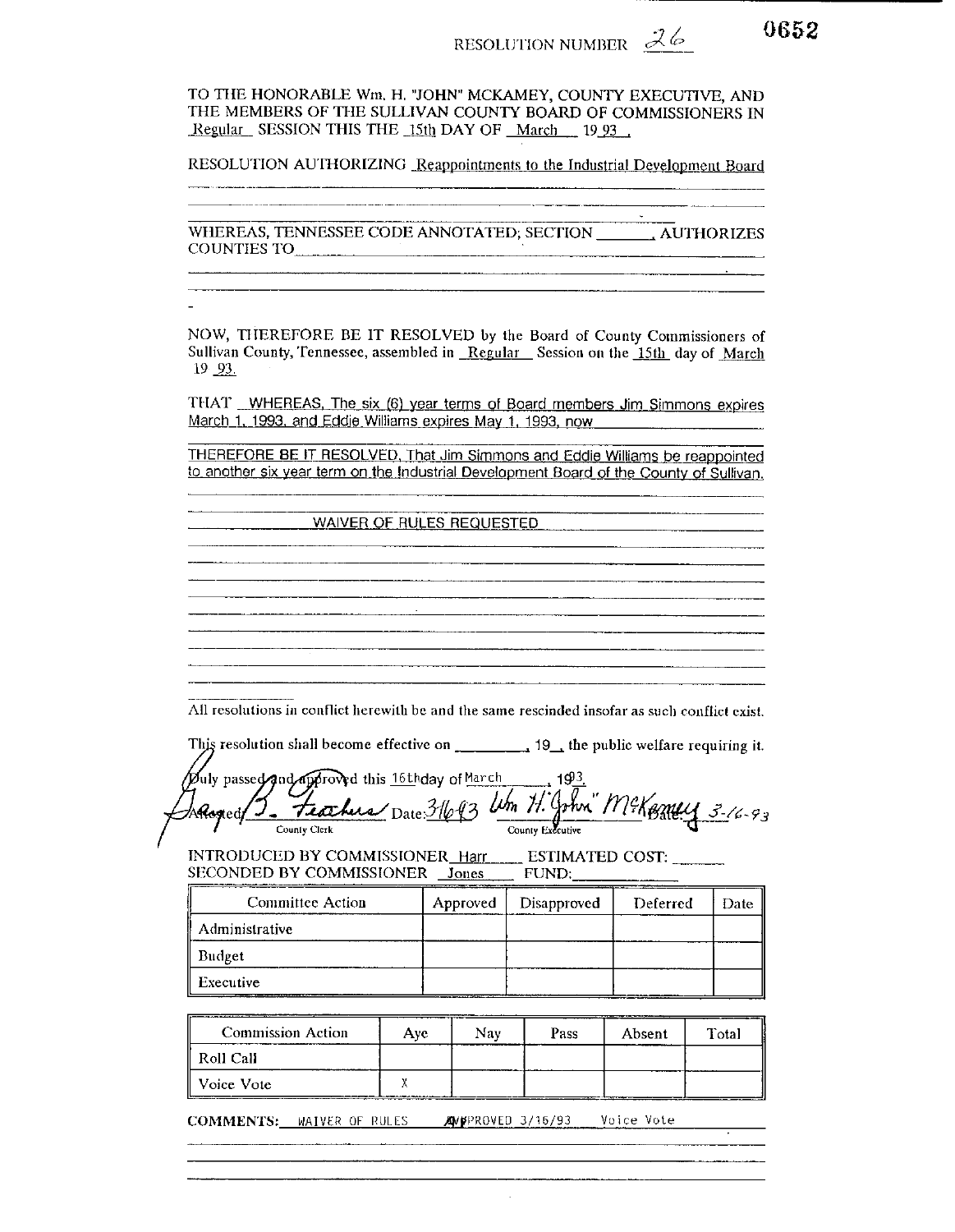RESOLUTION NUMBER 26

0652

TO THE HONORABLE Wm. H. "JOHN" MCKAMEY, COUNTY EXECUTIVE, AND THE MEMBERS OF THE SULLIVAN COUNTY BOARD OF COMMISSIONERS IN Regular SESSION THIS THE 15th DAY OF March 19 93 .

RESOLUTION AUTHORIZING Reappointments to the Industrial Development Board

WHEREAS, TENNESSEE CODE ANNOTATED; SECTION ______, AUTHORIZES COUNTIES TO ______

NOW, THEREFORE BE IT RESOLVED by the Board of County Commissioners of Sullivan County, Tennessee, assembled in Regular Session on the 15th day of March 19 93.

THAT WHEREAS, The six (6) year terms of Board members Jim Simmons expires March 1, 1993, and Eddie Williams expires May 1, 1993, now

THEREFORE BE IT RESOLVED, That Jim Simmons and Eddie Williams be reappointed to another six year term on the Industrial Development Board of the County of Sullivan.

WAIVER OF RULES REQUESTED

All resolutions in conflict herewith be and the same rescinded insofar as such conflict exist.

This resolution shall become effective on ________, 19__, the public welfare requiring it.

Duly passed and approved this 16th day of March, 1993.

Attested: J. Feathers Date: 3/16/93 — County Clerk

Wm. H. "John" McKamey Date: 3-16-93 — County Executive

INTRODUCED BY COMMISSIONER Harr ESTIMATED COST: ______
SECONDED BY COMMISSIONER Jones FUND: ______

| Committee Action | Approved | Disapproved | Deferred | Date |
|---|---|---|---|---|
| Administrative | | | | |
| Budget | | | | |
| Executive | | | | |

| Commission Action | Aye | Nay | Pass | Absent | Total |
|---|---|---|---|---|---|
| Roll Call | | | | | |
| Voice Vote | X | | | | |

**COMMENTS:** WAIVER OF RULES APPROVED 3/16/93 Voice Vote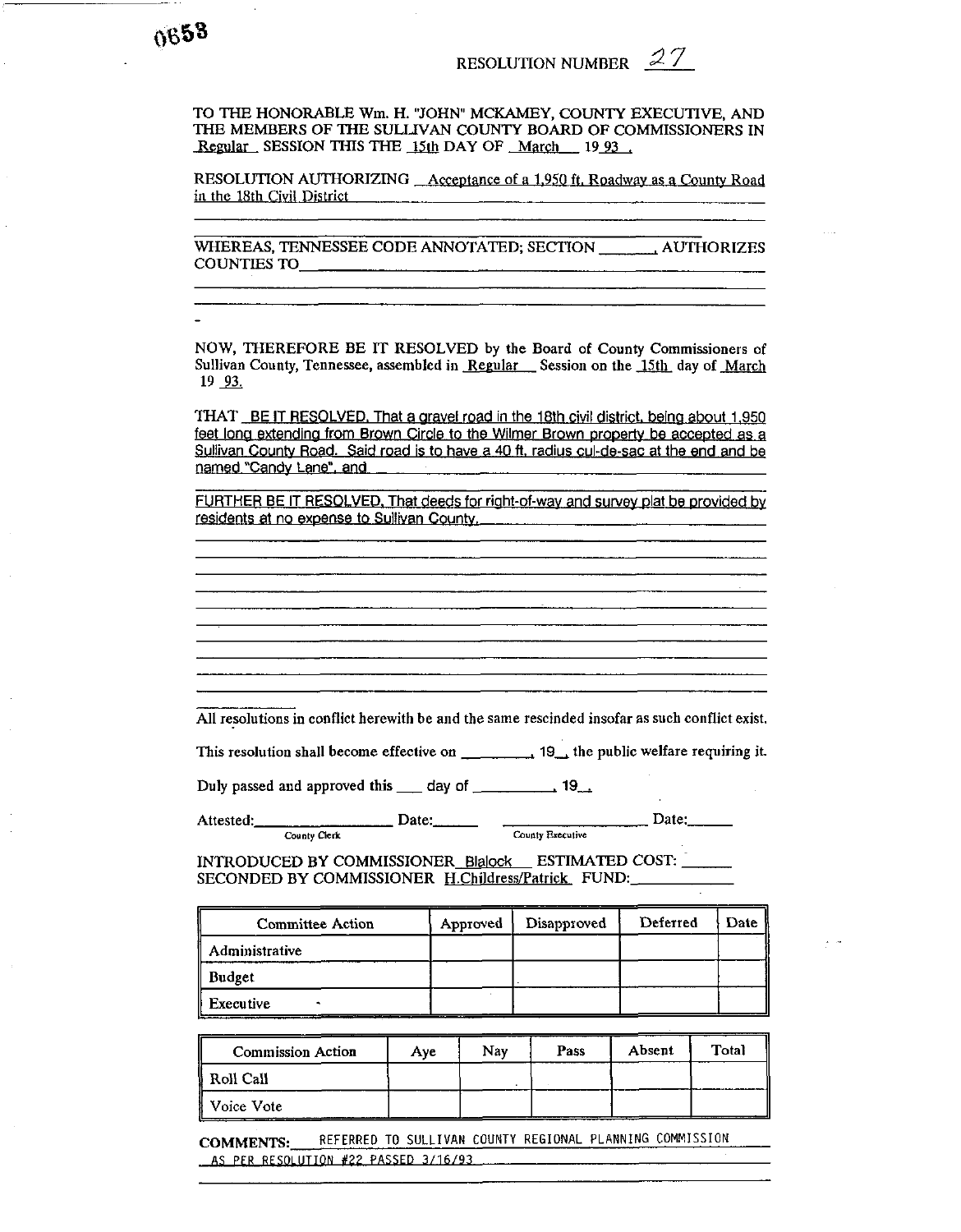0653

RESOLUTION NUMBER 27

TO THE HONORABLE Wm. H. "JOHN" MCKAMEY, COUNTY EXECUTIVE, AND THE MEMBERS OF THE SULLIVAN COUNTY BOARD OF COMMISSIONERS IN Regular SESSION THIS THE 15th DAY OF March 19 93 .

RESOLUTION AUTHORIZING Acceptance of a 1,950 ft. Roadway as a County Road in the 18th Civil District

WHEREAS, TENNESSEE CODE ANNOTATED; SECTION _______, AUTHORIZES COUNTIES TO _______

NOW, THEREFORE BE IT RESOLVED by the Board of County Commissioners of Sullivan County, Tennessee, assembled in Regular Session on the 15th day of March 19 93.

THAT BE IT RESOLVED, That a gravel road in the 18th civil district, being about 1,950 feet long extending from Brown Circle to the Wilmer Brown property be accepted as a Sullivan County Road. Said road is to have a 40 ft. radius cul-de-sac at the end and be named "Candy Lane", and

FURTHER BE IT RESOLVED, That deeds for right-of-way and survey plat be provided by residents at no expense to Sullivan County.

All resolutions in conflict herewith be and the same rescinded insofar as such conflict exist.

This resolution shall become effective on _________, 19__, the public welfare requiring it.

Duly passed and approved this ___ day of __________, 19__.

Attested: _______________ Date: ______ _______________ Date: ______
County Clerk County Executive

INTRODUCED BY COMMISSIONER Blalock ESTIMATED COST: ______
SECONDED BY COMMISSIONER H.Childress/Patrick FUND: ______

| Committee Action | Approved | Disapproved | Deferred | Date |
|---|---|---|---|---|
| Administrative | | | | |
| Budget | | | | |
| Executive | | | | |

| Commission Action | Aye | Nay | Pass | Absent | Total |
|---|---|---|---|---|---|
| Roll Call | | | | | |
| Voice Vote | | | | | |

COMMENTS: REFERRED TO SULLIVAN COUNTY REGIONAL PLANNING COMMISSION AS PER RESOLUTION #22 PASSED 3/16/93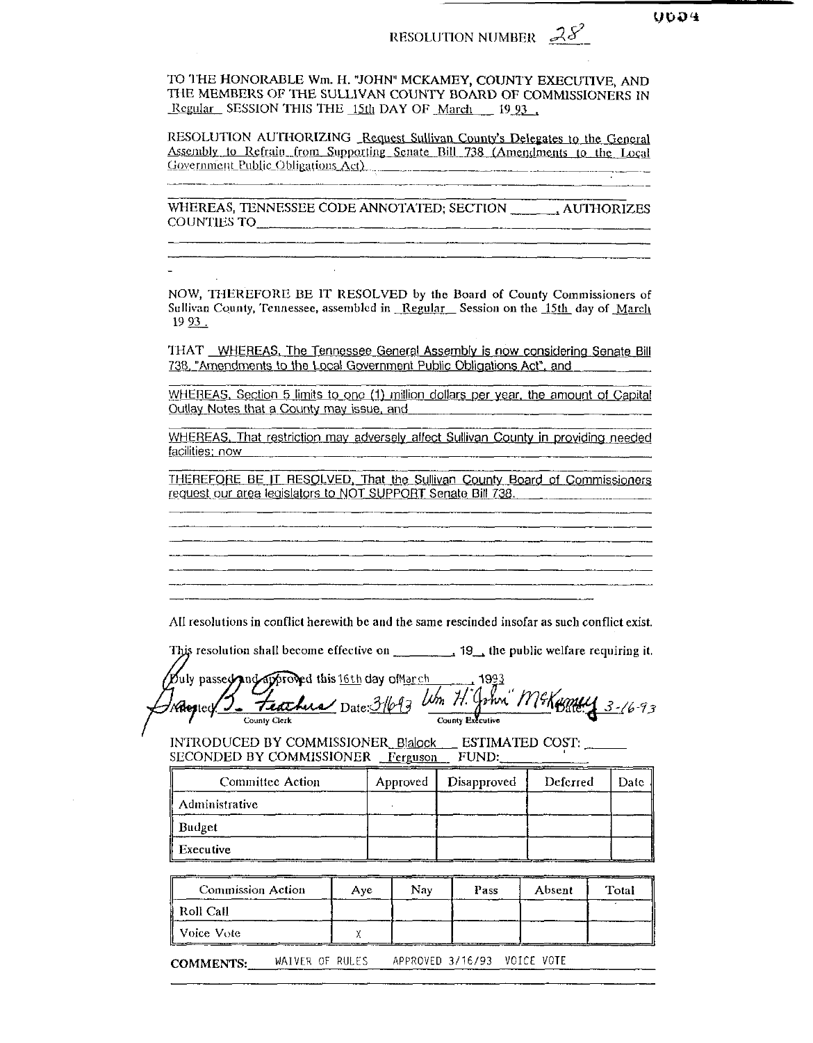RESOLUTION NUMBER 28

TO THE HONORABLE Wm. H. "JOHN" MCKAMEY, COUNTY EXECUTIVE, AND THE MEMBERS OF THE SULLIVAN COUNTY BOARD OF COMMISSIONERS IN Regular SESSION THIS THE 15th DAY OF March 19 93 .

RESOLUTION AUTHORIZING Request Sullivan County's Delegates to the General Assembly to Refrain from Supporting Senate Bill 738 (Amendments to the Local Government Public Obligations Act)

WHEREAS, TENNESSEE CODE ANNOTATED; SECTION \_\_\_\_\_\_, AUTHORIZES COUNTIES TO

NOW, THEREFORE BE IT RESOLVED by the Board of County Commissioners of Sullivan County, Tennessee, assembled in Regular Session on the 15th day of March 19 93 .

THAT WHEREAS, The Tennessee General Assembly is now considering Senate Bill 738, "Amendments to the Local Government Public Obligations Act", and

WHEREAS, Section 5 limits to one (1) million dollars per year, the amount of Capital Outlay Notes that a County may issue, and

WHEREAS, That restriction may adversely affect Sullivan County in providing needed facilities; now

THEREFORE BE IT RESOLVED, That the Sullivan County Board of Commissioners request our area legislators to NOT SUPPORT Senate Bill 738.

All resolutions in conflict herewith be and the same rescinded insofar as such conflict exist.

This resolution shall become effective on \_\_\_\_\_\_\_\_, 19\_\_, the public welfare requiring it.

Duly passed and approved this 16th day of March , 1993

Attested: B. Feathers Date: 3/16/93 — County Clerk

Wm H. "John" McKamey Date: 3-16-93 — County Executive

INTRODUCED BY COMMISSIONER Blalock ESTIMATED COST: \_\_\_\_\_\_

SECONDED BY COMMISSIONER Ferguson FUND: \_\_\_\_\_\_

| Committee Action | Approved | Disapproved | Deferred | Date |
|---|---|---|---|---|
| Administrative | | | | |
| Budget | | | | |
| Executive | | | | |

| Commission Action | Aye | Nay | Pass | Absent | Total |
|---|---|---|---|---|---|
| Roll Call | | | | | |
| Voice Vote | X | | | | |

COMMENTS: WAIVER OF RULES APPROVED 3/16/93 VOICE VOTE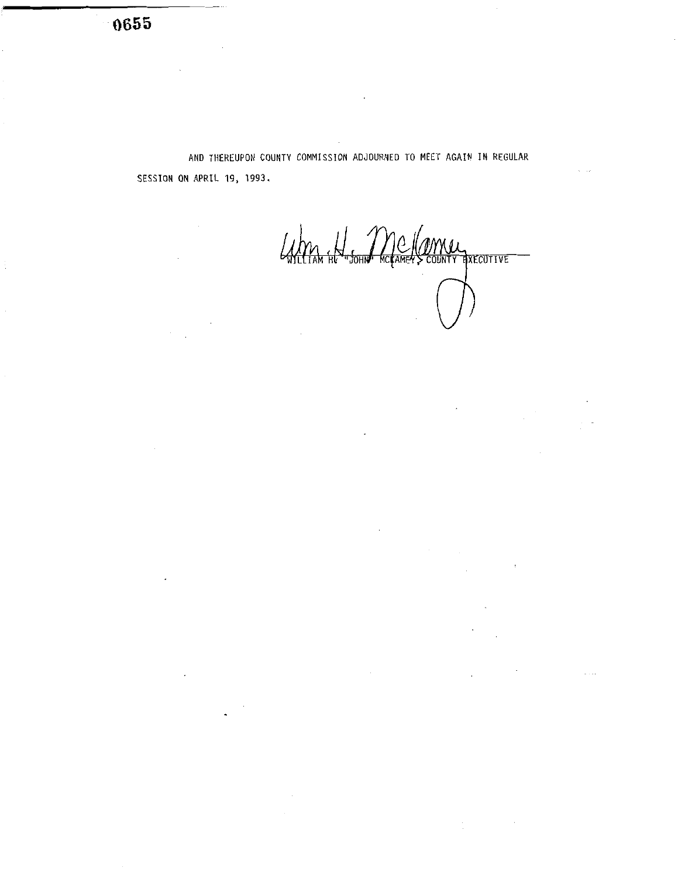AND THEREUPON COUNTY COMMISSION ADJOURNED TO MEET AGAIN IN REGULAR SESSION ON APRIL 19, 1993.

Wm. H. McKamey

WILLIAM H. "JOHN" MCKAMEY, COUNTY EXECUTIVE